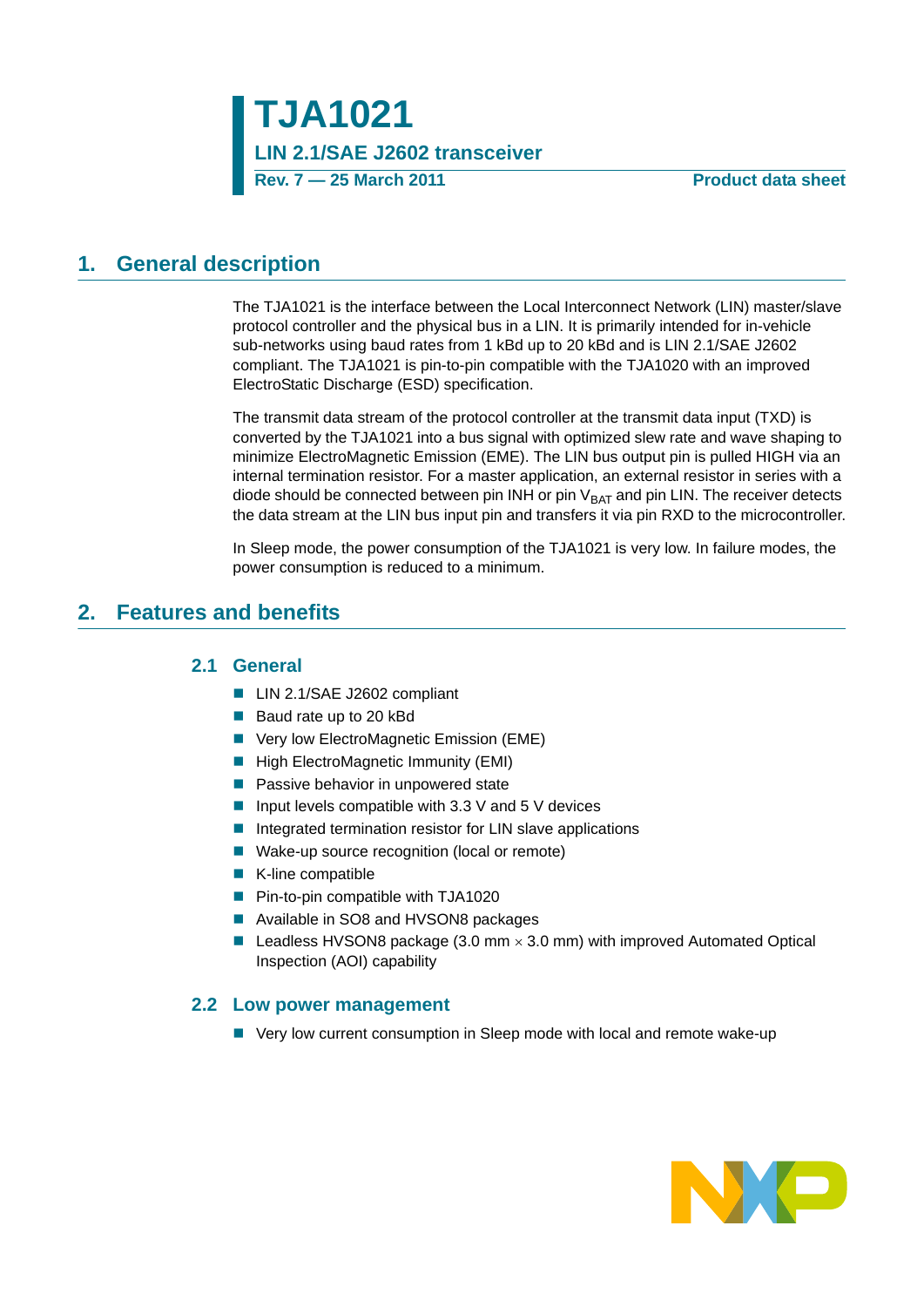# TJA1021

**LIN 2.1/SAE J2602 transceiver**

**Rev. 7 — 25 March 2011** **Product data sheet**

## 1. General description

The TJA1021 is the interface between the Local Interconnect Network (LIN) master/slave protocol controller and the physical bus in a LIN. It is primarily intended for in-vehicle sub-networks using baud rates from 1 kBd up to 20 kBd and is LIN 2.1/SAE J2602 compliant. The TJA1021 is pin-to-pin compatible with the TJA1020 with an improved ElectroStatic Discharge (ESD) specification.

The transmit data stream of the protocol controller at the transmit data input (TXD) is converted by the TJA1021 into a bus signal with optimized slew rate and wave shaping to minimize ElectroMagnetic Emission (EME). The LIN bus output pin is pulled HIGH via an internal termination resistor. For a master application, an external resistor in series with a diode should be connected between pin INH or pin $V_{BAT}$ and pin LIN. The receiver detects the data stream at the LIN bus input pin and transfers it via pin RXD to the microcontroller.

In Sleep mode, the power consumption of the TJA1021 is very low. In failure modes, the power consumption is reduced to a minimum.

## 2. Features and benefits

### 2.1 General

- LIN 2.1/SAE J2602 compliant
- Baud rate up to 20 kBd
- Very low ElectroMagnetic Emission (EME)
- High ElectroMagnetic Immunity (EMI)
- Passive behavior in unpowered state
- Input levels compatible with 3.3 V and 5 V devices
- Integrated termination resistor for LIN slave applications
- Wake-up source recognition (local or remote)
- K-line compatible
- Pin-to-pin compatible with TJA1020
- Available in SO8 and HVSON8 packages
- Leadless HVSON8 package (3.0 mm × 3.0 mm) with improved Automated Optical Inspection (AOI) capability

### 2.2 Low power management

- Very low current consumption in Sleep mode with local and remote wake-up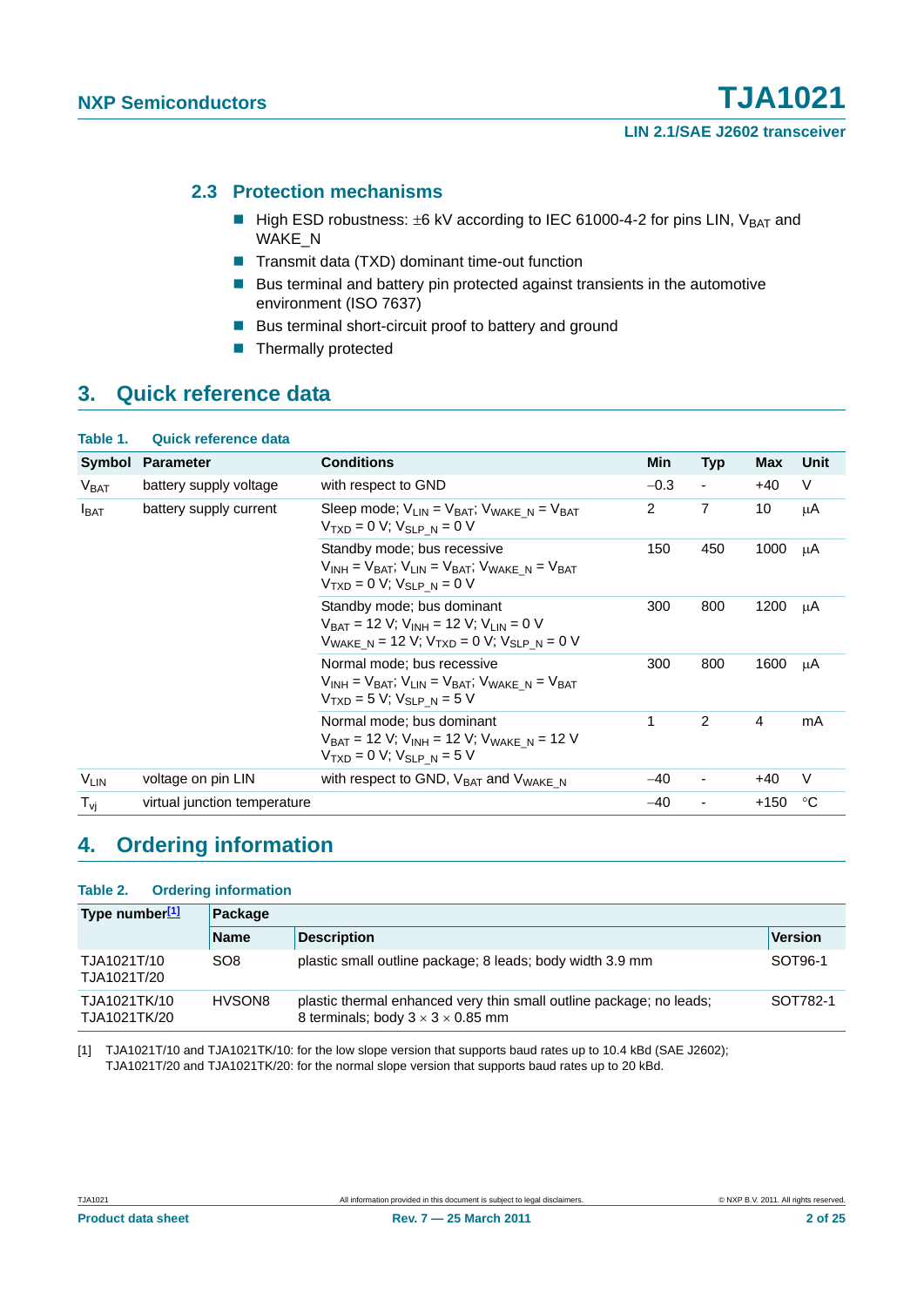### 2.3 Protection mechanisms

- High ESD robustness: ±6 kV according to IEC 61000-4-2 for pins LIN, $V_{BAT}$ and WAKE_N
- Transmit data (TXD) dominant time-out function
- Bus terminal and battery pin protected against transients in the automotive environment (ISO 7637)
- Bus terminal short-circuit proof to battery and ground
- Thermally protected

## 3. Quick reference data

**Table 1. Quick reference data**

| Symbol | Parameter | Conditions | Min | Typ | Max | Unit |
|---|---|---|---|---|---|---|
| $V_{BAT}$ | battery supply voltage | with respect to GND | −0.3 | - | +40 | V |
| $I_{BAT}$ | battery supply current | Sleep mode; $V_{LIN} = V_{BAT}$; $V_{WAKE\_N} = V_{BAT}$ $V_{TXD} = 0$ V; $V_{SLP\_N} = 0$ V | 2 | 7 | 10 | µA |
| | | Standby mode; bus recessive $V_{INH} = V_{BAT}$; $V_{LIN} = V_{BAT}$; $V_{WAKE\_N} = V_{BAT}$ $V_{TXD} = 0$ V; $V_{SLP\_N} = 0$ V | 150 | 450 | 1000 | µA |
| | | Standby mode; bus dominant $V_{BAT} = 12$ V; $V_{INH} = 12$ V; $V_{LIN} = 0$ V $V_{WAKE\_N} = 12$ V; $V_{TXD} = 0$ V; $V_{SLP\_N} = 0$ V | 300 | 800 | 1200 | µA |
| | | Normal mode; bus recessive $V_{INH} = V_{BAT}$; $V_{LIN} = V_{BAT}$; $V_{WAKE\_N} = V_{BAT}$ $V_{TXD} = 5$ V; $V_{SLP\_N} = 5$ V | 300 | 800 | 1600 | µA |
| | | Normal mode; bus dominant $V_{BAT} = 12$ V; $V_{INH} = 12$ V; $V_{WAKE\_N} = 12$ V $V_{TXD} = 0$ V; $V_{SLP\_N} = 5$ V | 1 | 2 | 4 | mA |
| $V_{LIN}$ | voltage on pin LIN | with respect to GND, $V_{BAT}$ and $V_{WAKE\_N}$ | −40 | - | +40 | V |
| $T_{vj}$ | virtual junction temperature | | −40 | - | +150 | °C |

## 4. Ordering information

**Table 2. Ordering information**

| Type number[1] | Package | | |
|---|---|---|---|
| | Name | Description | Version |
| TJA1021T/10 TJA1021T/20 | SO8 | plastic small outline package; 8 leads; body width 3.9 mm | SOT96-1 |
| TJA1021TK/10 TJA1021TK/20 | HVSON8 | plastic thermal enhanced very thin small outline package; no leads; 8 terminals; body 3 × 3 × 0.85 mm | SOT782-1 |

[1] TJA1021T/10 and TJA1021TK/10: for the low slope version that supports baud rates up to 10.4 kBd (SAE J2602); TJA1021T/20 and TJA1021TK/20: for the normal slope version that supports baud rates up to 20 kBd.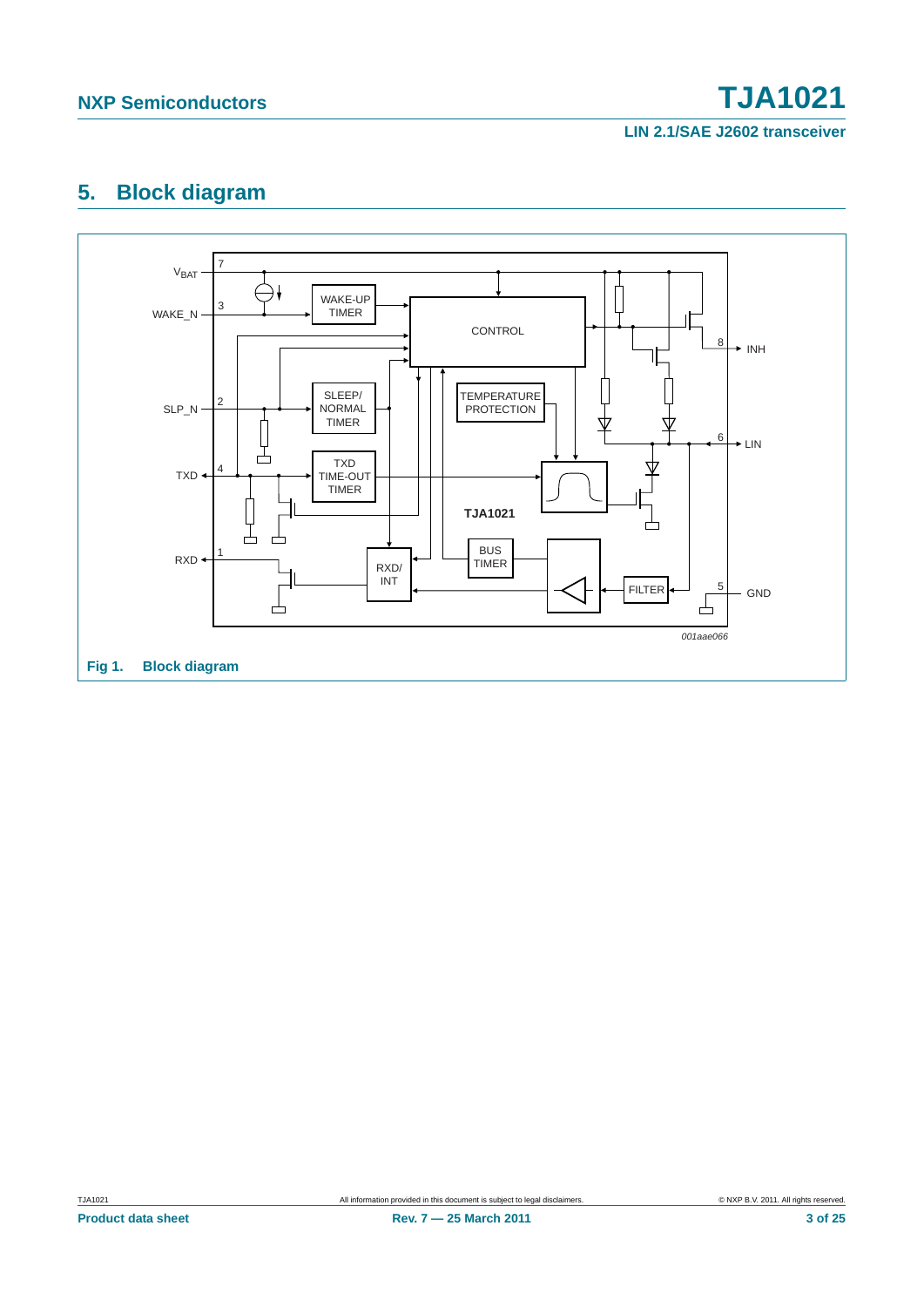## 5. Block diagram

Fig 1. Block diagram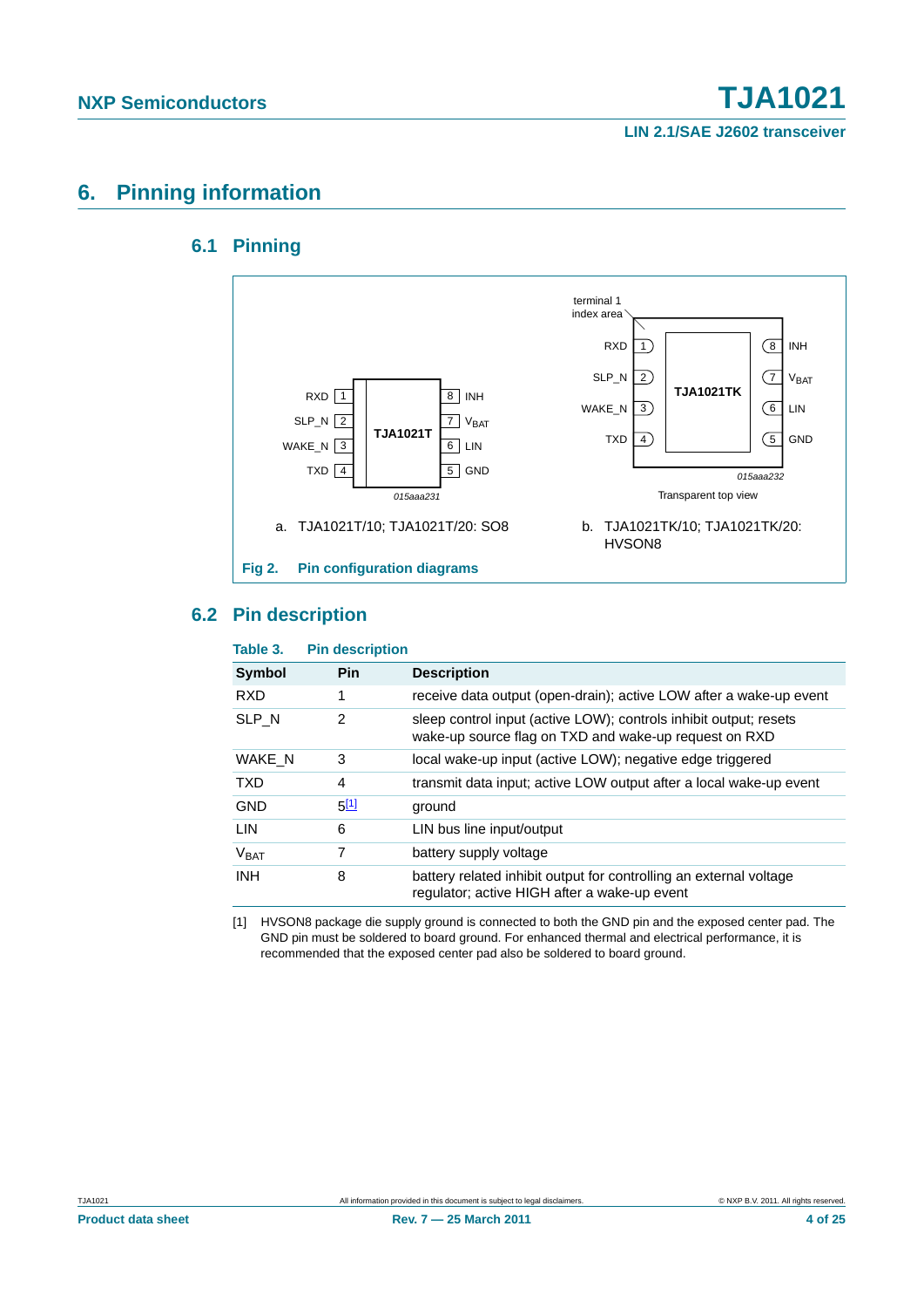# 6. Pinning information

## 6.1 Pinning

a. TJA1021T/10; TJA1021T/20: SO8

b. TJA1021TK/10; TJA1021TK/20: HVSON8

Fig 2. Pin configuration diagrams

## 6.2 Pin description

**Table 3. Pin description**

| Symbol | Pin | Description |
|---|---|---|
| RXD | 1 | receive data output (open-drain); active LOW after a wake-up event |
| SLP_N | 2 | sleep control input (active LOW); controls inhibit output; resets wake-up source flag on TXD and wake-up request on RXD |
| WAKE_N | 3 | local wake-up input (active LOW); negative edge triggered |
| TXD | 4 | transmit data input; active LOW output after a local wake-up event |
| GND | 5[1] | ground |
| LIN | 6 | LIN bus line input/output |
| $V_{BAT}$ | 7 | battery supply voltage |
| INH | 8 | battery related inhibit output for controlling an external voltage regulator; active HIGH after a wake-up event |

[1] HVSON8 package die supply ground is connected to both the GND pin and the exposed center pad. The GND pin must be soldered to board ground. For enhanced thermal and electrical performance, it is recommended that the exposed center pad also be soldered to board ground.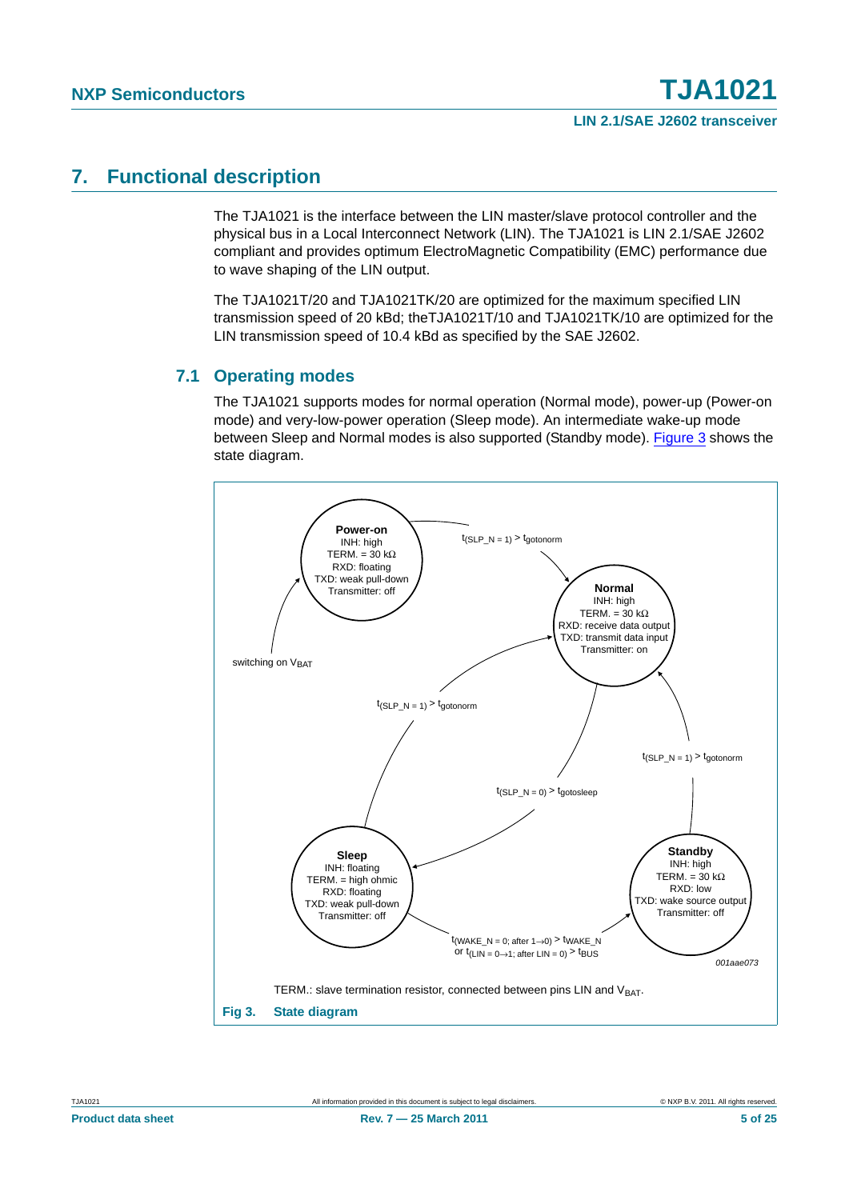# 7. Functional description

The TJA1021 is the interface between the LIN master/slave protocol controller and the physical bus in a Local Interconnect Network (LIN). The TJA1021 is LIN 2.1/SAE J2602 compliant and provides optimum ElectroMagnetic Compatibility (EMC) performance due to wave shaping of the LIN output.

The TJA1021T/20 and TJA1021TK/20 are optimized for the maximum specified LIN transmission speed of 20 kBd; theTJA1021T/10 and TJA1021TK/10 are optimized for the LIN transmission speed of 10.4 kBd as specified by the SAE J2602.

## 7.1 Operating modes

The TJA1021 supports modes for normal operation (Normal mode), power-up (Power-on mode) and very-low-power operation (Sleep mode). An intermediate wake-up mode between Sleep and Normal modes is also supported (Standby mode). Figure 3 shows the state diagram.

**Power-on**
INH: high
TERM. = 30 kΩ
RXD: floating
TXD: weak pull-down
Transmitter: off

**Normal**
INH: high
TERM. = 30 kΩ
RXD: receive data output
TXD: transmit data input
Transmitter: on

**Sleep**
INH: floating
TERM. = high ohmic
RXD: floating
TXD: weak pull-down
Transmitter: off

**Standby**
INH: high
TERM. = 30 kΩ
RXD: low
TXD: wake source output
Transmitter: off

Transitions:
- switching on $V_{BAT}$ → Power-on
- Power-on → Normal: $t_{(SLP\_N = 1)} > t_{gotonorm}$
- Sleep → Normal: $t_{(SLP\_N = 1)} > t_{gotonorm}$
- Normal → Sleep: $t_{(SLP\_N = 0)} > t_{gotosleep}$
- Standby → Normal: $t_{(SLP\_N = 1)} > t_{gotonorm}$
- Sleep → Standby: $t_{(WAKE\_N = 0;\ after\ 1 \rightarrow 0)} > t_{WAKE\_N}$ or $t_{(LIN = 0 \rightarrow 1;\ after\ LIN = 0)} > t_{BUS}$

001aae073

TERM.: slave termination resistor, connected between pins LIN and $V_{BAT}$.

**Fig 3. State diagram**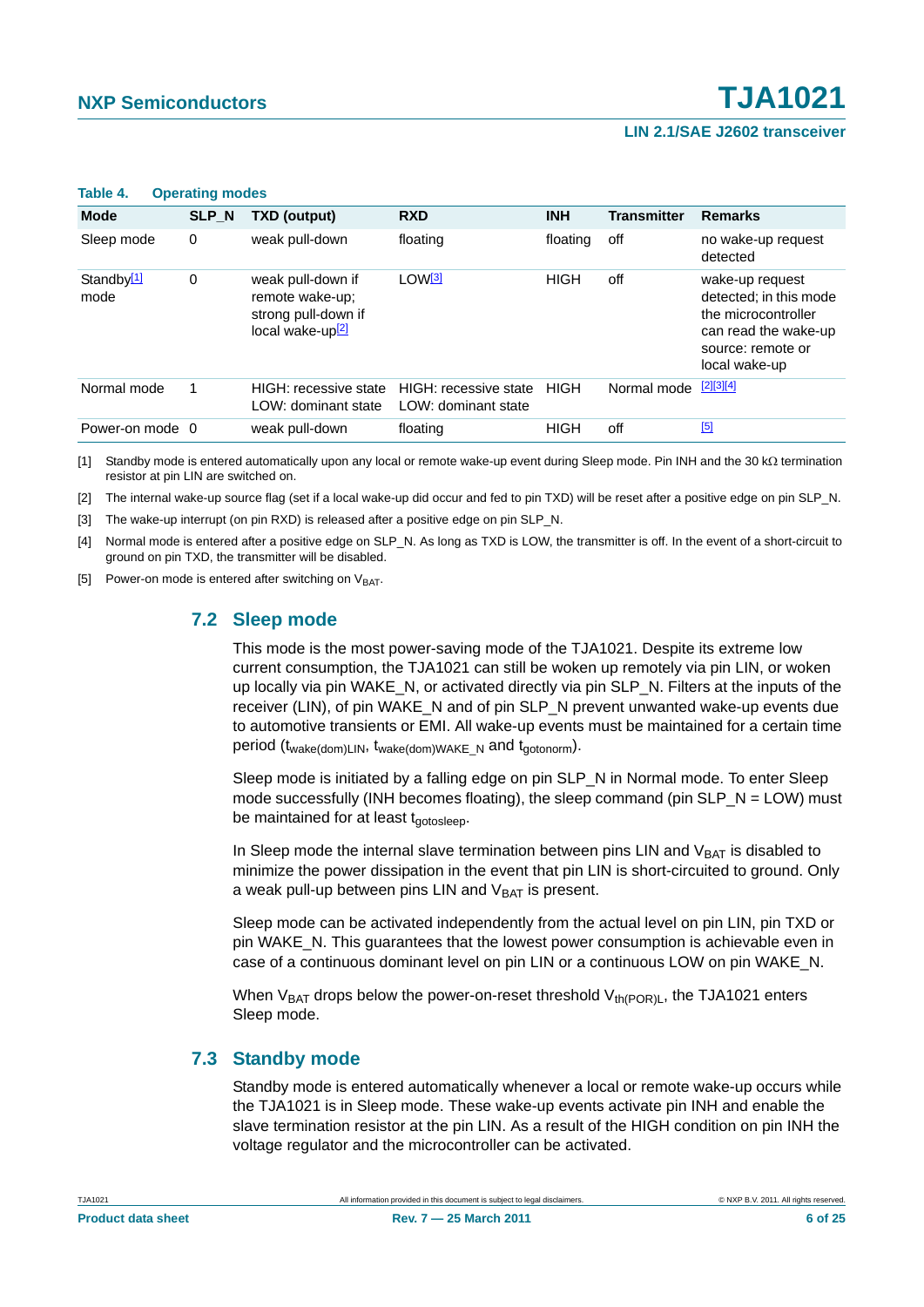**Table 4. Operating modes**

| Mode | SLP_N | TXD (output) | RXD | INH | Transmitter | Remarks |
|---|---|---|---|---|---|---|
| Sleep mode | 0 | weak pull-down | floating | floating | off | no wake-up request detected |
| Standby[1] mode | 0 | weak pull-down if remote wake-up; strong pull-down if local wake-up[2] | LOW[3] | HIGH | off | wake-up request detected; in this mode the microcontroller can read the wake-up source: remote or local wake-up |
| Normal mode | 1 | HIGH: recessive state LOW: dominant state | HIGH: recessive state LOW: dominant state | HIGH | Normal mode | [2][3][4] |
| Power-on mode | 0 | weak pull-down | floating | HIGH | off | [5] |

[1] Standby mode is entered automatically upon any local or remote wake-up event during Sleep mode. Pin INH and the 30 kΩ termination resistor at pin LIN are switched on.

[2] The internal wake-up source flag (set if a local wake-up did occur and fed to pin TXD) will be reset after a positive edge on pin SLP_N.

[3] The wake-up interrupt (on pin RXD) is released after a positive edge on pin SLP_N.

[4] Normal mode is entered after a positive edge on SLP_N. As long as TXD is LOW, the transmitter is off. In the event of a short-circuit to ground on pin TXD, the transmitter will be disabled.

[5] Power-on mode is entered after switching on $V_{BAT}$.

## 7.2 Sleep mode

This mode is the most power-saving mode of the TJA1021. Despite its extreme low current consumption, the TJA1021 can still be woken up remotely via pin LIN, or woken up locally via pin WAKE_N, or activated directly via pin SLP_N. Filters at the inputs of the receiver (LIN), of pin WAKE_N and of pin SLP_N prevent unwanted wake-up events due to automotive transients or EMI. All wake-up events must be maintained for a certain time period ($t_{wake(dom)LIN}$, $t_{wake(dom)WAKE\_N}$ and $t_{gotonorm}$).

Sleep mode is initiated by a falling edge on pin SLP_N in Normal mode. To enter Sleep mode successfully (INH becomes floating), the sleep command (pin SLP_N = LOW) must be maintained for at least $t_{gotosleep}$.

In Sleep mode the internal slave termination between pins LIN and $V_{BAT}$ is disabled to minimize the power dissipation in the event that pin LIN is short-circuited to ground. Only a weak pull-up between pins LIN and $V_{BAT}$ is present.

Sleep mode can be activated independently from the actual level on pin LIN, pin TXD or pin WAKE_N. This guarantees that the lowest power consumption is achievable even in case of a continuous dominant level on pin LIN or a continuous LOW on pin WAKE_N.

When $V_{BAT}$ drops below the power-on-reset threshold $V_{th(POR)L}$, the TJA1021 enters Sleep mode.

## 7.3 Standby mode

Standby mode is entered automatically whenever a local or remote wake-up occurs while the TJA1021 is in Sleep mode. These wake-up events activate pin INH and enable the slave termination resistor at the pin LIN. As a result of the HIGH condition on pin INH the voltage regulator and the microcontroller can be activated.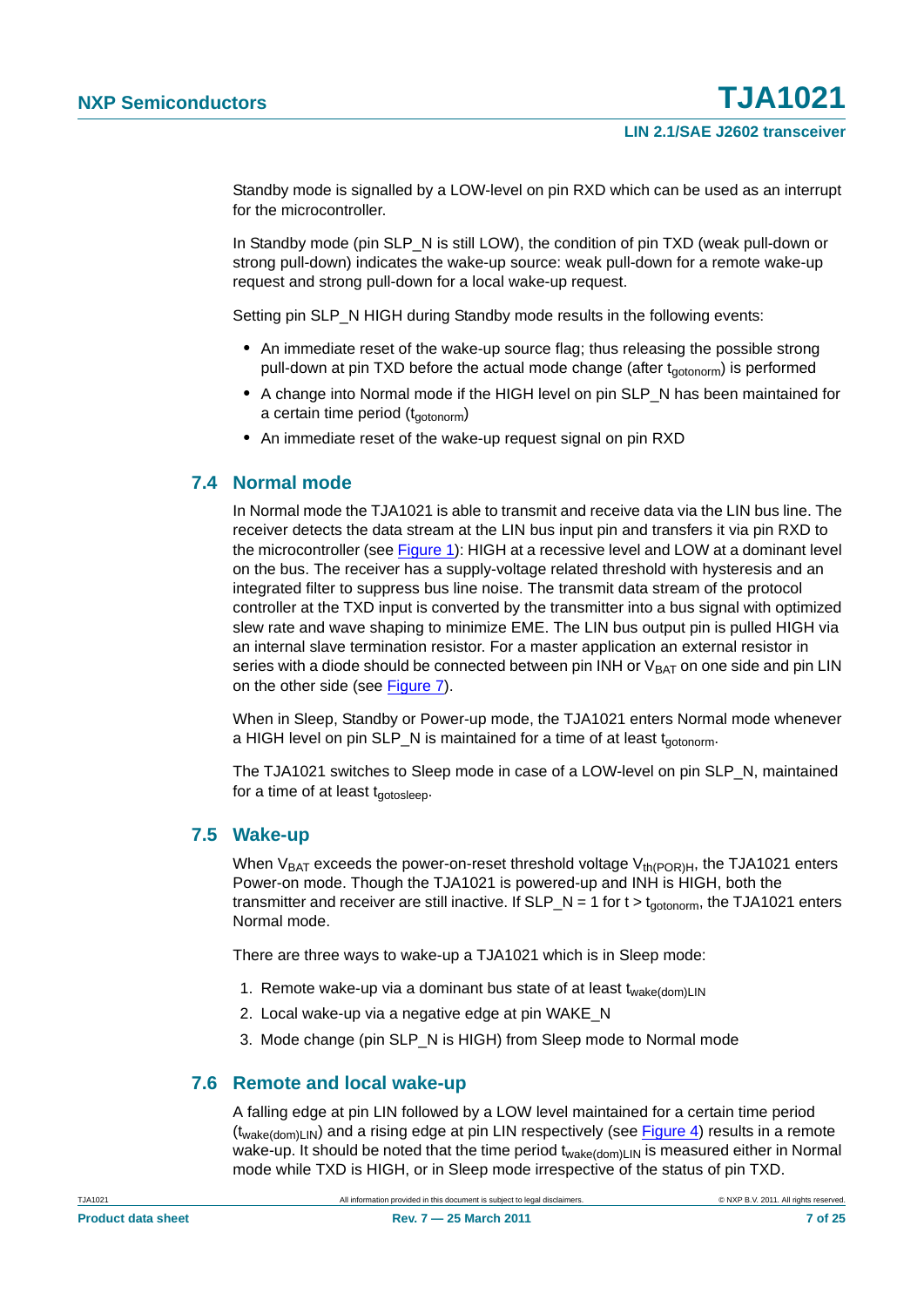Standby mode is signalled by a LOW-level on pin RXD which can be used as an interrupt for the microcontroller.

In Standby mode (pin SLP_N is still LOW), the condition of pin TXD (weak pull-down or strong pull-down) indicates the wake-up source: weak pull-down for a remote wake-up request and strong pull-down for a local wake-up request.

Setting pin SLP_N HIGH during Standby mode results in the following events:

- An immediate reset of the wake-up source flag; thus releasing the possible strong pull-down at pin TXD before the actual mode change (after $t_{gotonorm}$) is performed
- A change into Normal mode if the HIGH level on pin SLP_N has been maintained for a certain time period ($t_{gotonorm}$)
- An immediate reset of the wake-up request signal on pin RXD

## 7.4 Normal mode

In Normal mode the TJA1021 is able to transmit and receive data via the LIN bus line. The receiver detects the data stream at the LIN bus input pin and transfers it via pin RXD to the microcontroller (see Figure 1): HIGH at a recessive level and LOW at a dominant level on the bus. The receiver has a supply-voltage related threshold with hysteresis and an integrated filter to suppress bus line noise. The transmit data stream of the protocol controller at the TXD input is converted by the transmitter into a bus signal with optimized slew rate and wave shaping to minimize EME. The LIN bus output pin is pulled HIGH via an internal slave termination resistor. For a master application an external resistor in series with a diode should be connected between pin INH or $V_{BAT}$ on one side and pin LIN on the other side (see Figure 7).

When in Sleep, Standby or Power-up mode, the TJA1021 enters Normal mode whenever a HIGH level on pin SLP_N is maintained for a time of at least $t_{gotonorm}$.

The TJA1021 switches to Sleep mode in case of a LOW-level on pin SLP_N, maintained for a time of at least $t_{gotosleep}$.

## 7.5 Wake-up

When $V_{BAT}$ exceeds the power-on-reset threshold voltage $V_{th(POR)H}$, the TJA1021 enters Power-on mode. Though the TJA1021 is powered-up and INH is HIGH, both the transmitter and receiver are still inactive. If SLP_N = 1 for $t > t_{gotonorm}$, the TJA1021 enters Normal mode.

There are three ways to wake-up a TJA1021 which is in Sleep mode:

1. Remote wake-up via a dominant bus state of at least $t_{wake(dom)LIN}$
2. Local wake-up via a negative edge at pin WAKE_N
3. Mode change (pin SLP_N is HIGH) from Sleep mode to Normal mode

## 7.6 Remote and local wake-up

A falling edge at pin LIN followed by a LOW level maintained for a certain time period ($t_{wake(dom)LIN}$) and a rising edge at pin LIN respectively (see Figure 4) results in a remote wake-up. It should be noted that the time period $t_{wake(dom)LIN}$ is measured either in Normal mode while TXD is HIGH, or in Sleep mode irrespective of the status of pin TXD.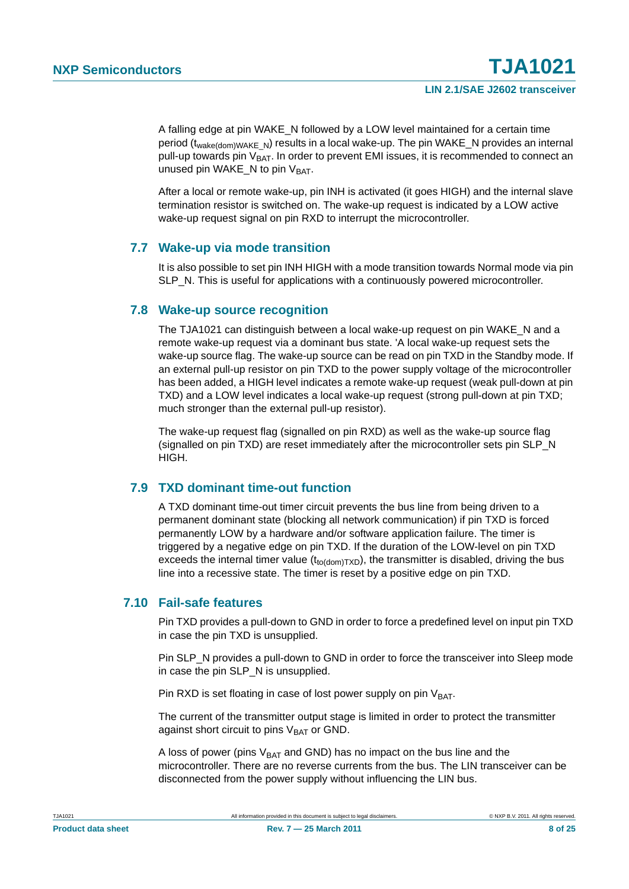A falling edge at pin WAKE_N followed by a LOW level maintained for a certain time period ($t_{wake(dom)WAKE\_N}$) results in a local wake-up. The pin WAKE_N provides an internal pull-up towards pin $V_{BAT}$. In order to prevent EMI issues, it is recommended to connect an unused pin WAKE_N to pin $V_{BAT}$.

After a local or remote wake-up, pin INH is activated (it goes HIGH) and the internal slave termination resistor is switched on. The wake-up request is indicated by a LOW active wake-up request signal on pin RXD to interrupt the microcontroller.

## 7.7 Wake-up via mode transition

It is also possible to set pin INH HIGH with a mode transition towards Normal mode via pin SLP_N. This is useful for applications with a continuously powered microcontroller.

## 7.8 Wake-up source recognition

The TJA1021 can distinguish between a local wake-up request on pin WAKE_N and a remote wake-up request via a dominant bus state. 'A local wake-up request sets the wake-up source flag. The wake-up source can be read on pin TXD in the Standby mode. If an external pull-up resistor on pin TXD to the power supply voltage of the microcontroller has been added, a HIGH level indicates a remote wake-up request (weak pull-down at pin TXD) and a LOW level indicates a local wake-up request (strong pull-down at pin TXD; much stronger than the external pull-up resistor).

The wake-up request flag (signalled on pin RXD) as well as the wake-up source flag (signalled on pin TXD) are reset immediately after the microcontroller sets pin SLP_N HIGH.

## 7.9 TXD dominant time-out function

A TXD dominant time-out timer circuit prevents the bus line from being driven to a permanent dominant state (blocking all network communication) if pin TXD is forced permanently LOW by a hardware and/or software application failure. The timer is triggered by a negative edge on pin TXD. If the duration of the LOW-level on pin TXD exceeds the internal timer value ($t_{to(dom)TXD}$), the transmitter is disabled, driving the bus line into a recessive state. The timer is reset by a positive edge on pin TXD.

## 7.10 Fail-safe features

Pin TXD provides a pull-down to GND in order to force a predefined level on input pin TXD in case the pin TXD is unsupplied.

Pin SLP_N provides a pull-down to GND in order to force the transceiver into Sleep mode in case the pin SLP_N is unsupplied.

Pin RXD is set floating in case of lost power supply on pin $V_{BAT}$.

The current of the transmitter output stage is limited in order to protect the transmitter against short circuit to pins $V_{BAT}$ or GND.

A loss of power (pins $V_{BAT}$ and GND) has no impact on the bus line and the microcontroller. There are no reverse currents from the bus. The LIN transceiver can be disconnected from the power supply without influencing the LIN bus.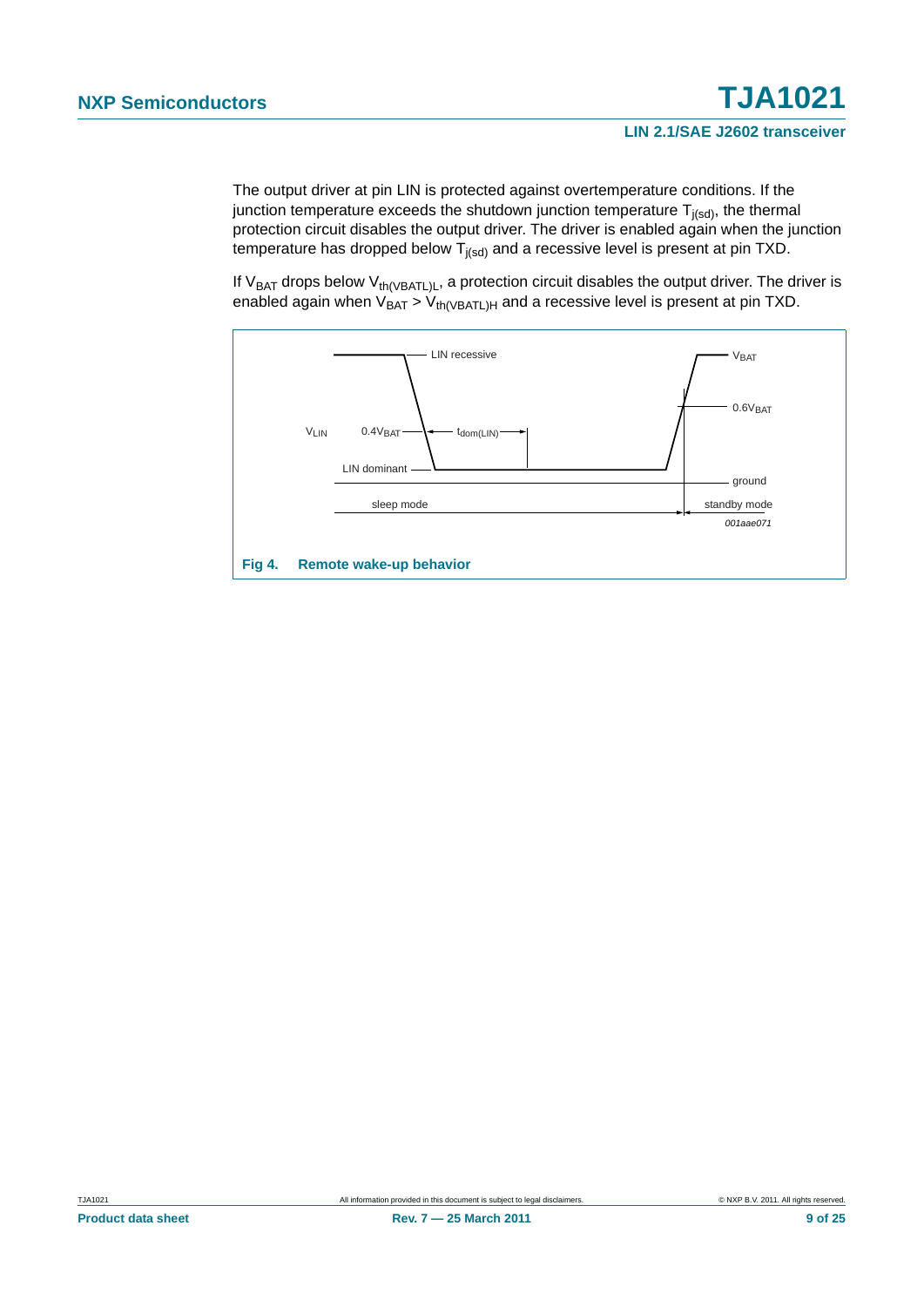The output driver at pin LIN is protected against overtemperature conditions. If the junction temperature exceeds the shutdown junction temperature $T_{j(sd)}$, the thermal protection circuit disables the output driver. The driver is enabled again when the junction temperature has dropped below $T_{j(sd)}$ and a recessive level is present at pin TXD.

If $V_{BAT}$ drops below $V_{th(VBATL)L}$, a protection circuit disables the output driver. The driver is enabled again when $V_{BAT} > V_{th(VBATL)H}$ and a recessive level is present at pin TXD.

**Fig 4. Remote wake-up behavior**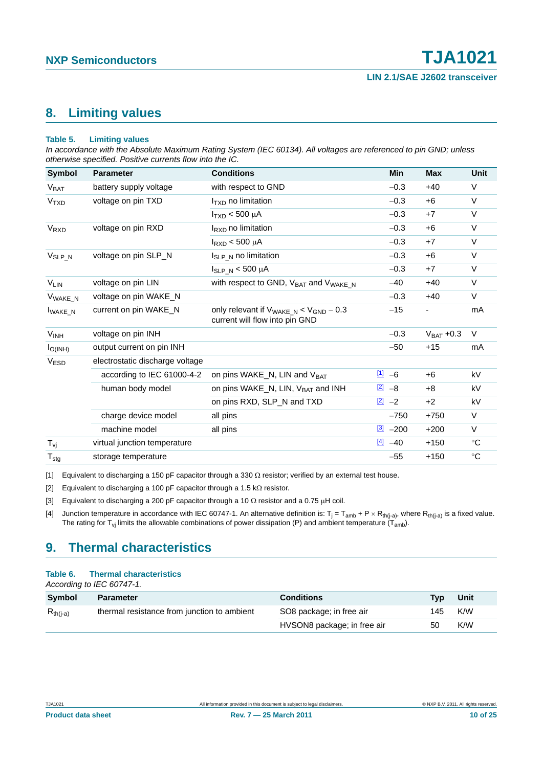## 8. Limiting values

**Table 5. Limiting values**

*In accordance with the Absolute Maximum Rating System (IEC 60134). All voltages are referenced to pin GND; unless otherwise specified. Positive currents flow into the IC.*

| Symbol | Parameter | Conditions | | Min | Max | Unit |
|---|---|---|---|---|---|---|
| $V_{BAT}$ | battery supply voltage | with respect to GND | | −0.3 | +40 | V |
| $V_{TXD}$ | voltage on pin TXD | $I_{TXD}$ no limitation | | −0.3 | +6 | V |
| | | $I_{TXD}$ < 500 μA | | −0.3 | +7 | V |
| $V_{RXD}$ | voltage on pin RXD | $I_{RXD}$ no limitation | | −0.3 | +6 | V |
| | | $I_{RXD}$ < 500 μA | | −0.3 | +7 | V |
| $V_{SLP\_N}$ | voltage on pin SLP_N | $I_{SLP\_N}$ no limitation | | −0.3 | +6 | V |
| | | $I_{SLP\_N}$ < 500 μA | | −0.3 | +7 | V |
| $V_{LIN}$ | voltage on pin LIN | with respect to GND, $V_{BAT}$ and $V_{WAKE\_N}$ | | −40 | +40 | V |
| $V_{WAKE\_N}$ | voltage on pin WAKE_N | | | −0.3 | +40 | V |
| $I_{WAKE\_N}$ | current on pin WAKE_N | only relevant if $V_{WAKE\_N} < V_{GND} - 0.3$ current will flow into pin GND | | −15 | - | mA |
| $V_{INH}$ | voltage on pin INH | | | −0.3 | $V_{BAT}$ +0.3 | V |
| $I_{O(INH)}$ | output current on pin INH | | | −50 | +15 | mA |
| $V_{ESD}$ | electrostatic discharge voltage | | | | | |
| | according to IEC 61000-4-2 | on pins WAKE_N, LIN and $V_{BAT}$ | [1] | −6 | +6 | kV |
| | human body model | on pins WAKE_N, LIN, $V_{BAT}$ and INH | [2] | −8 | +8 | kV |
| | | on pins RXD, SLP_N and TXD | [2] | −2 | +2 | kV |
| | charge device model | all pins | | −750 | +750 | V |
| | machine model | all pins | [3] | −200 | +200 | V |
| $T_{vj}$ | virtual junction temperature | | [4] | −40 | +150 | °C |
| $T_{stg}$ | storage temperature | | | −55 | +150 | °C |

[1] Equivalent to discharging a 150 pF capacitor through a 330 Ω resistor; verified by an external test house.

[2] Equivalent to discharging a 100 pF capacitor through a 1.5 kΩ resistor.

[3] Equivalent to discharging a 200 pF capacitor through a 10 Ω resistor and a 0.75 μH coil.

[4] Junction temperature in accordance with IEC 60747-1. An alternative definition is: $T_j = T_{amb} + P \times R_{th(j-a)}$, where $R_{th(j-a)}$ is a fixed value. The rating for $T_{vj}$ limits the allowable combinations of power dissipation (P) and ambient temperature ($T_{amb}$).

## 9. Thermal characteristics

**Table 6. Thermal characteristics**

*According to IEC 60747-1.*

| Symbol | Parameter | Conditions | Typ | Unit |
|---|---|---|---|---|
| $R_{th(j-a)}$ | thermal resistance from junction to ambient | SO8 package; in free air | 145 | K/W |
| | | HVSON8 package; in free air | 50 | K/W |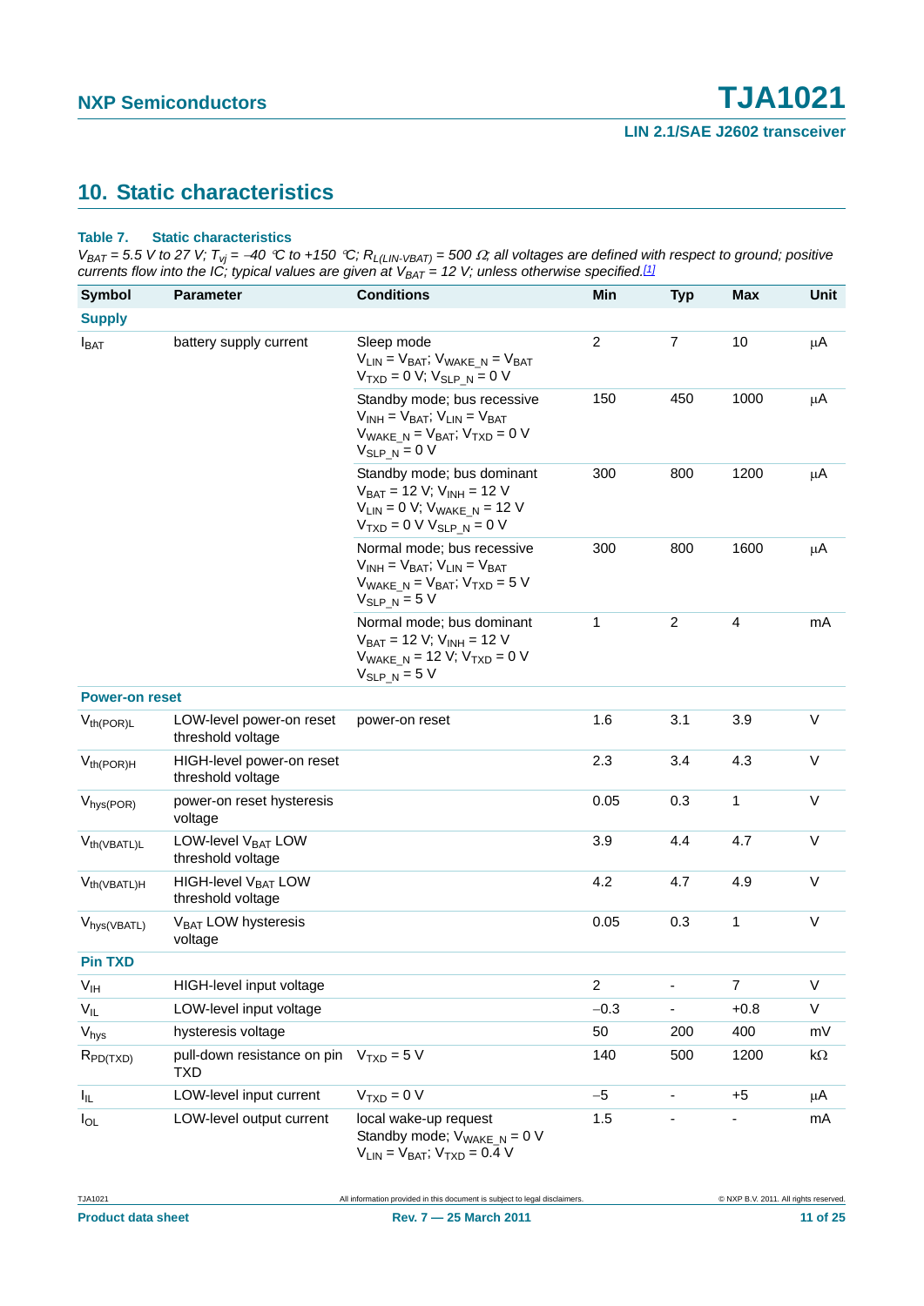## 10. Static characteristics

**Table 7. Static characteristics**

*$V_{BAT}$ = 5.5 V to 27 V; $T_{vj}$ = −40 °C to +150 °C; $R_{L(LIN-VBAT)}$ = 500 Ω; all voltages are defined with respect to ground; positive currents flow into the IC; typical values are given at $V_{BAT}$ = 12 V; unless otherwise specified.*[1]

| Symbol | Parameter | Conditions | Min | Typ | Max | Unit |
|---|---|---|---|---|---|---|
| **Supply** | | | | | | |
| $I_{BAT}$ | battery supply current | Sleep mode $V_{LIN} = V_{BAT}$; $V_{WAKE\_N} = V_{BAT}$ $V_{TXD}$ = 0 V; $V_{SLP\_N}$ = 0 V | 2 | 7 | 10 | µA |
| | | Standby mode; bus recessive $V_{INH} = V_{BAT}$; $V_{LIN} = V_{BAT}$ $V_{WAKE\_N} = V_{BAT}$; $V_{TXD}$ = 0 V $V_{SLP\_N}$ = 0 V | 150 | 450 | 1000 | µA |
| | | Standby mode; bus dominant $V_{BAT}$ = 12 V; $V_{INH}$ = 12 V $V_{LIN}$ = 0 V; $V_{WAKE\_N}$ = 12 V $V_{TXD}$ = 0 V $V_{SLP\_N}$ = 0 V | 300 | 800 | 1200 | µA |
| | | Normal mode; bus recessive $V_{INH} = V_{BAT}$; $V_{LIN} = V_{BAT}$ $V_{WAKE\_N} = V_{BAT}$; $V_{TXD}$ = 5 V $V_{SLP\_N}$ = 5 V | 300 | 800 | 1600 | µA |
| | | Normal mode; bus dominant $V_{BAT}$ = 12 V; $V_{INH}$ = 12 V $V_{WAKE\_N}$ = 12 V; $V_{TXD}$ = 0 V $V_{SLP\_N}$ = 5 V | 1 | 2 | 4 | mA |
| **Power-on reset** | | | | | | |
| $V_{th(POR)L}$ | LOW-level power-on reset threshold voltage | power-on reset | 1.6 | 3.1 | 3.9 | V |
| $V_{th(POR)H}$ | HIGH-level power-on reset threshold voltage | | 2.3 | 3.4 | 4.3 | V |
| $V_{hys(POR)}$ | power-on reset hysteresis voltage | | 0.05 | 0.3 | 1 | V |
| $V_{th(VBATL)L}$ | LOW-level $V_{BAT}$ LOW threshold voltage | | 3.9 | 4.4 | 4.7 | V |
| $V_{th(VBATL)H}$ | HIGH-level $V_{BAT}$ LOW threshold voltage | | 4.2 | 4.7 | 4.9 | V |
| $V_{hys(VBATL)}$ | $V_{BAT}$ LOW hysteresis voltage | | 0.05 | 0.3 | 1 | V |
| **Pin TXD** | | | | | | |
| $V_{IH}$ | HIGH-level input voltage | | 2 | - | 7 | V |
| $V_{IL}$ | LOW-level input voltage | | −0.3 | - | +0.8 | V |
| $V_{hys}$ | hysteresis voltage | | 50 | 200 | 400 | mV |
| $R_{PD(TXD)}$ | pull-down resistance on pin TXD | $V_{TXD}$ = 5 V | 140 | 500 | 1200 | kΩ |
| $I_{IL}$ | LOW-level input current | $V_{TXD}$ = 0 V | −5 | - | +5 | µA |
| $I_{OL}$ | LOW-level output current | local wake-up request Standby mode; $V_{WAKE\_N}$ = 0 V $V_{LIN} = V_{BAT}$; $V_{TXD}$ = 0.4 V | 1.5 | - | - | mA |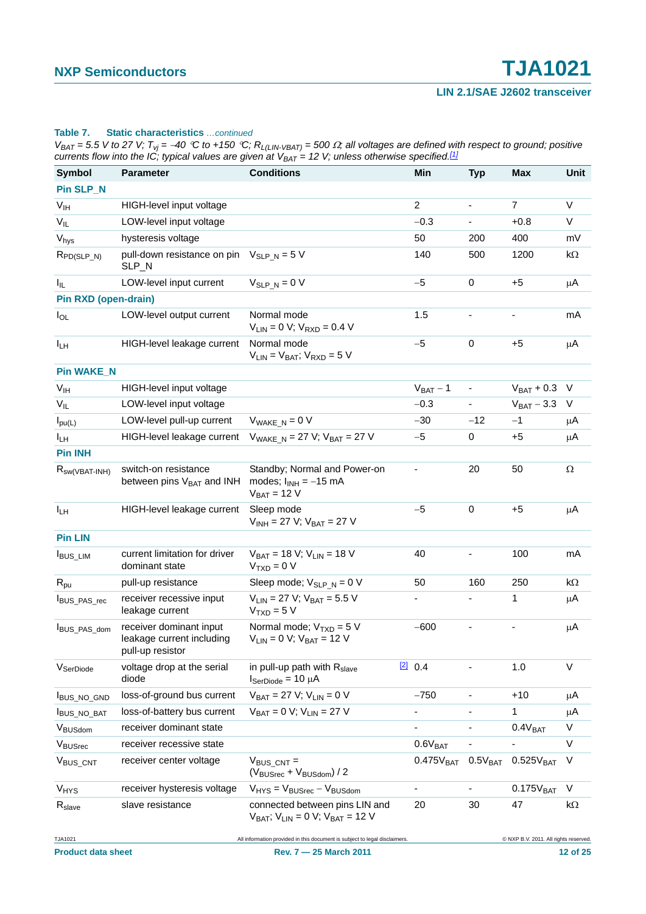**Table 7. Static characteristics** *...continued*

*$V_{BAT}$ = 5.5 V to 27 V; $T_{vj}$ = −40 °C to +150 °C; $R_{L(LIN-VBAT)}$ = 500 Ω; all voltages are defined with respect to ground; positive currents flow into the IC; typical values are given at $V_{BAT}$ = 12 V; unless otherwise specified.*[1]

| Symbol | Parameter | Conditions | | Min | Typ | Max | Unit |
|---|---|---|---|---|---|---|---|
| **Pin SLP_N** | | | | | | | |
| $V_{IH}$ | HIGH-level input voltage | | | 2 | - | 7 | V |
| $V_{IL}$ | LOW-level input voltage | | | −0.3 | - | +0.8 | V |
| $V_{hys}$ | hysteresis voltage | | | 50 | 200 | 400 | mV |
| $R_{PD(SLP\_N)}$ | pull-down resistance on pin SLP_N | $V_{SLP\_N}$ = 5 V | | 140 | 500 | 1200 | kΩ |
| $I_{IL}$ | LOW-level input current | $V_{SLP\_N}$ = 0 V | | −5 | 0 | +5 | μA |
| **Pin RXD (open-drain)** | | | | | | | |
| $I_{OL}$ | LOW-level output current | Normal mode $V_{LIN}$ = 0 V; $V_{RXD}$ = 0.4 V | | 1.5 | - | - | mA |
| $I_{LH}$ | HIGH-level leakage current | Normal mode $V_{LIN}$ = $V_{BAT}$; $V_{RXD}$ = 5 V | | −5 | 0 | +5 | μA |
| **Pin WAKE_N** | | | | | | | |
| $V_{IH}$ | HIGH-level input voltage | | | $V_{BAT}$ − 1 | - | $V_{BAT}$ + 0.3 | V |
| $V_{IL}$ | LOW-level input voltage | | | −0.3 | - | $V_{BAT}$ − 3.3 | V |
| $I_{pu(L)}$ | LOW-level pull-up current | $V_{WAKE\_N}$ = 0 V | | −30 | −12 | −1 | μA |
| $I_{LH}$ | HIGH-level leakage current | $V_{WAKE\_N}$ = 27 V; $V_{BAT}$ = 27 V | | −5 | 0 | +5 | μA |
| **Pin INH** | | | | | | | |
| $R_{sw(VBAT-INH)}$ | switch-on resistance between pins $V_{BAT}$ and INH | Standby; Normal and Power-on modes; $I_{INH}$ = −15 mA $V_{BAT}$ = 12 V | | - | 20 | 50 | Ω |
| $I_{LH}$ | HIGH-level leakage current | Sleep mode $V_{INH}$ = 27 V; $V_{BAT}$ = 27 V | | −5 | 0 | +5 | μA |
| **Pin LIN** | | | | | | | |
| $I_{BUS\_LIM}$ | current limitation for driver dominant state | $V_{BAT}$ = 18 V; $V_{LIN}$ = 18 V $V_{TXD}$ = 0 V | | 40 | - | 100 | mA |
| $R_{pu}$ | pull-up resistance | Sleep mode; $V_{SLP\_N}$ = 0 V | | 50 | 160 | 250 | kΩ |
| $I_{BUS\_PAS\_rec}$ | receiver recessive input leakage current | $V_{LIN}$ = 27 V; $V_{BAT}$ = 5.5 V $V_{TXD}$ = 5 V | | - | - | 1 | μA |
| $I_{BUS\_PAS\_dom}$ | receiver dominant input leakage current including pull-up resistor | Normal mode; $V_{TXD}$ = 5 V $V_{LIN}$ = 0 V; $V_{BAT}$ = 12 V | | −600 | - | - | μA |
| $V_{SerDiode}$ | voltage drop at the serial diode | in pull-up path with $R_{slave}$ $I_{SerDiode}$ = 10 μA | [2] | 0.4 | - | 1.0 | V |
| $I_{BUS\_NO\_GND}$ | loss-of-ground bus current | $V_{BAT}$ = 27 V; $V_{LIN}$ = 0 V | | −750 | - | +10 | μA |
| $I_{BUS\_NO\_BAT}$ | loss-of-battery bus current | $V_{BAT}$ = 0 V; $V_{LIN}$ = 27 V | | - | - | 1 | μA |
| $V_{BUSdom}$ | receiver dominant state | | | - | - | $0.4V_{BAT}$ | V |
| $V_{BUSrec}$ | receiver recessive state | | | $0.6V_{BAT}$ | - | - | V |
| $V_{BUS\_CNT}$ | receiver center voltage | $V_{BUS\_CNT}$ = ($V_{BUSrec}$ + $V_{BUSdom}$) / 2 | | $0.475V_{BAT}$ | $0.5V_{BAT}$ | $0.525V_{BAT}$ | V |
| $V_{HYS}$ | receiver hysteresis voltage | $V_{HYS}$ = $V_{BUSrec}$ − $V_{BUSdom}$ | | - | - | $0.175V_{BAT}$ | V |
| $R_{slave}$ | slave resistance | connected between pins LIN and $V_{BAT}$; $V_{LIN}$ = 0 V; $V_{BAT}$ = 12 V | | 20 | 30 | 47 | kΩ |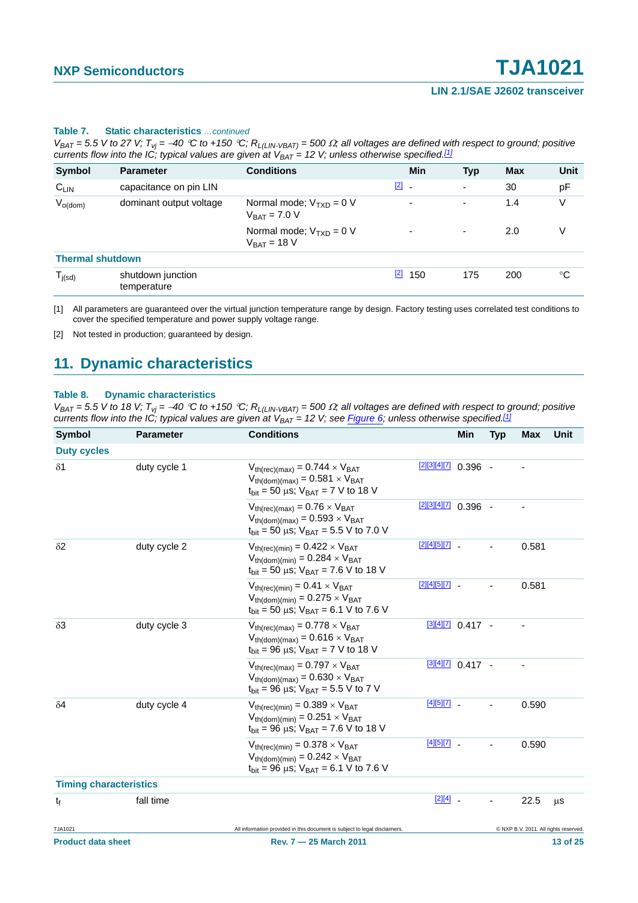**Table 7. Static characteristics** *...continued*

*$V_{BAT}$ = 5.5 V to 27 V; $T_{vj}$ = −40 °C to +150 °C; $R_{L(LIN-VBAT)}$ = 500 Ω; all voltages are defined with respect to ground; positive currents flow into the IC; typical values are given at $V_{BAT}$ = 12 V; unless otherwise specified.*[1]

| Symbol | Parameter | Conditions | | Min | Typ | Max | Unit |
|---|---|---|---|---|---|---|---|
| $C_{LIN}$ | capacitance on pin LIN | | [2] | - | - | 30 | pF |
| $V_{o(dom)}$ | dominant output voltage | Normal mode; $V_{TXD}$ = 0 V $V_{BAT}$ = 7.0 V | | - | - | 1.4 | V |
| | | Normal mode; $V_{TXD}$ = 0 V $V_{BAT}$ = 18 V | | - | - | 2.0 | V |
| **Thermal shutdown** | | | | | | | |
| $T_{j(sd)}$ | shutdown junction temperature | | [2] | 150 | 175 | 200 | °C |

[1] All parameters are guaranteed over the virtual junction temperature range by design. Factory testing uses correlated test conditions to cover the specified temperature and power supply voltage range.

[2] Not tested in production; guaranteed by design.

## 11. Dynamic characteristics

**Table 8. Dynamic characteristics**

*$V_{BAT}$ = 5.5 V to 18 V; $T_{vj}$ = −40 °C to +150 °C; $R_{L(LIN-VBAT)}$ = 500 Ω; all voltages are defined with respect to ground; positive currents flow into the IC; typical values are given at $V_{BAT}$ = 12 V; see Figure 6; unless otherwise specified.*[1]

| Symbol | Parameter | Conditions | | Min | Typ | Max | Unit |
|---|---|---|---|---|---|---|---|
| **Duty cycles** | | | | | | | |
| δ1 | duty cycle 1 | $V_{th(rec)(max)} = 0.744 \times V_{BAT}$ $V_{th(dom)(max)} = 0.581 \times V_{BAT}$ $t_{bit}$ = 50 μs; $V_{BAT}$ = 7 V to 18 V | [2][3][4][7] | 0.396 | - | - | |
| | | $V_{th(rec)(max)} = 0.76 \times V_{BAT}$ $V_{th(dom)(max)} = 0.593 \times V_{BAT}$ $t_{bit}$ = 50 μs; $V_{BAT}$ = 5.5 V to 7.0 V | [2][3][4][7] | 0.396 | - | - | |
| δ2 | duty cycle 2 | $V_{th(rec)(min)} = 0.422 \times V_{BAT}$ $V_{th(dom)(min)} = 0.284 \times V_{BAT}$ $t_{bit}$ = 50 μs; $V_{BAT}$ = 7.6 V to 18 V | [2][4][5][7] | - | - | 0.581 | |
| | | $V_{th(rec)(min)} = 0.41 \times V_{BAT}$ $V_{th(dom)(min)} = 0.275 \times V_{BAT}$ $t_{bit}$ = 50 μs; $V_{BAT}$ = 6.1 V to 7.6 V | [2][4][5][7] | - | - | 0.581 | |
| δ3 | duty cycle 3 | $V_{th(rec)(max)} = 0.778 \times V_{BAT}$ $V_{th(dom)(max)} = 0.616 \times V_{BAT}$ $t_{bit}$ = 96 μs; $V_{BAT}$ = 7 V to 18 V | [3][4][7] | 0.417 | - | - | |
| | | $V_{th(rec)(max)} = 0.797 \times V_{BAT}$ $V_{th(dom)(max)} = 0.630 \times V_{BAT}$ $t_{bit}$ = 96 μs; $V_{BAT}$ = 5.5 V to 7 V | [3][4][7] | 0.417 | - | - | |
| δ4 | duty cycle 4 | $V_{th(rec)(min)} = 0.389 \times V_{BAT}$ $V_{th(dom)(min)} = 0.251 \times V_{BAT}$ $t_{bit}$ = 96 μs; $V_{BAT}$ = 7.6 V to 18 V | [4][5][7] | - | - | 0.590 | |
| | | $V_{th(rec)(min)} = 0.378 \times V_{BAT}$ $V_{th(dom)(min)} = 0.242 \times V_{BAT}$ $t_{bit}$ = 96 μs; $V_{BAT}$ = 6.1 V to 7.6 V | [4][5][7] | - | - | 0.590 | |
| **Timing characteristics** | | | | | | | |
| $t_f$ | fall time | | [2][4] | - | - | 22.5 | μs |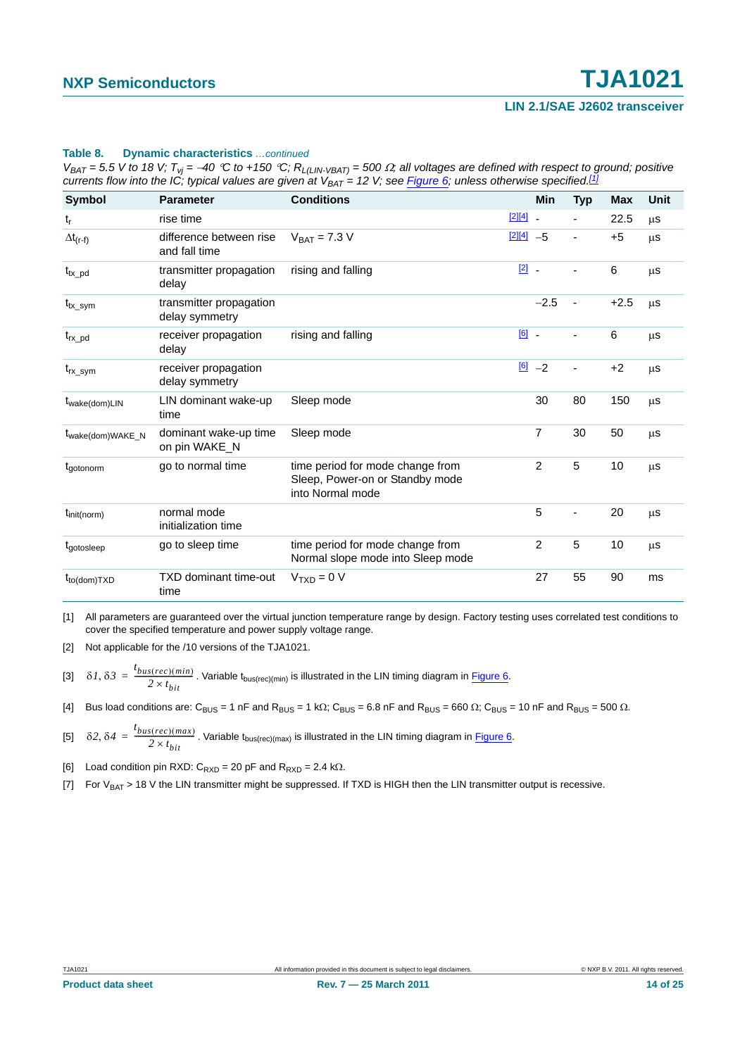**Table 8. Dynamic characteristics** *...continued*

*$V_{BAT}$ = 5.5 V to 18 V; $T_{vj}$ = −40 °C to +150 °C; $R_{L(LIN-VBAT)}$ = 500 Ω; all voltages are defined with respect to ground; positive currents flow into the IC; typical values are given at $V_{BAT}$ = 12 V; see Figure 6; unless otherwise specified.*[1]

| Symbol | Parameter | Conditions | | Min | Typ | Max | Unit |
|---|---|---|---|---|---|---|---|
| $t_r$ | rise time | | [2][4] | - | - | 22.5 | µs |
| $\Delta t_{(r-f)}$ | difference between rise and fall time | $V_{BAT}$ = 7.3 V | [2][4] | −5 | - | +5 | µs |
| $t_{tx\_pd}$ | transmitter propagation delay | rising and falling | [2] | - | - | 6 | µs |
| $t_{tx\_sym}$ | transmitter propagation delay symmetry | | | −2.5 | - | +2.5 | µs |
| $t_{rx\_pd}$ | receiver propagation delay | rising and falling | [6] | - | - | 6 | µs |
| $t_{rx\_sym}$ | receiver propagation delay symmetry | | [6] | −2 | - | +2 | µs |
| $t_{wake(dom)LIN}$ | LIN dominant wake-up time | Sleep mode | | 30 | 80 | 150 | µs |
| $t_{wake(dom)WAKE\_N}$ | dominant wake-up time on pin WAKE_N | Sleep mode | | 7 | 30 | 50 | µs |
| $t_{gotonorm}$ | go to normal time | time period for mode change from Sleep, Power-on or Standby mode into Normal mode | | 2 | 5 | 10 | µs |
| $t_{init(norm)}$ | normal mode initialization time | | | 5 | - | 20 | µs |
| $t_{gotosleep}$ | go to sleep time | time period for mode change from Normal slope mode into Sleep mode | | 2 | 5 | 10 | µs |
| $t_{to(dom)TXD}$ | TXD dominant time-out time | $V_{TXD}$ = 0 V | | 27 | 55 | 90 | ms |

[1] All parameters are guaranteed over the virtual junction temperature range by design. Factory testing uses correlated test conditions to cover the specified temperature and power supply voltage range.

[2] Not applicable for the /10 versions of the TJA1021.

[3] $\delta 1, \delta 3 = \frac{t_{bus(rec)(min)}}{2 \times t_{bit}}$. Variable $t_{bus(rec)(min)}$ is illustrated in the LIN timing diagram in Figure 6.

[4] Bus load conditions are: $C_{BUS}$ = 1 nF and $R_{BUS}$ = 1 kΩ; $C_{BUS}$ = 6.8 nF and $R_{BUS}$ = 660 Ω; $C_{BUS}$ = 10 nF and $R_{BUS}$ = 500 Ω.

[5] $\delta 2, \delta 4 = \frac{t_{bus(rec)(max)}}{2 \times t_{bit}}$. Variable $t_{bus(rec)(max)}$ is illustrated in the LIN timing diagram in Figure 6.

[6] Load condition pin RXD: $C_{RXD}$ = 20 pF and $R_{RXD}$ = 2.4 kΩ.

[7] For $V_{BAT}$ > 18 V the LIN transmitter might be suppressed. If TXD is HIGH then the LIN transmitter output is recessive.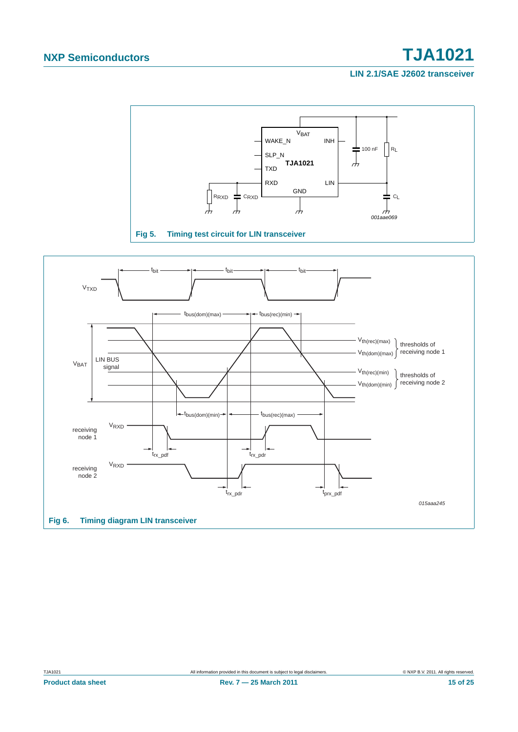Fig 5. Timing test circuit for LIN transceiver

Fig 6. Timing diagram LIN transceiver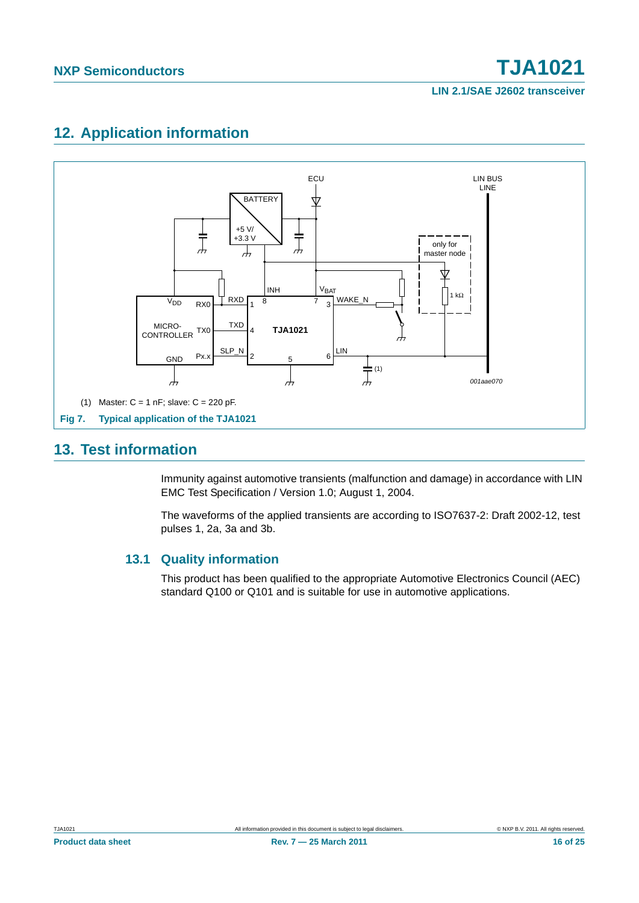## 12. Application information

(1) Master: C = 1 nF; slave: C = 220 pF.

**Fig 7. Typical application of the TJA1021**

## 13. Test information

Immunity against automotive transients (malfunction and damage) in accordance with LIN EMC Test Specification / Version 1.0; August 1, 2004.

The waveforms of the applied transients are according to ISO7637-2: Draft 2002-12, test pulses 1, 2a, 3a and 3b.

### 13.1 Quality information

This product has been qualified to the appropriate Automotive Electronics Council (AEC) standard Q100 or Q101 and is suitable for use in automotive applications.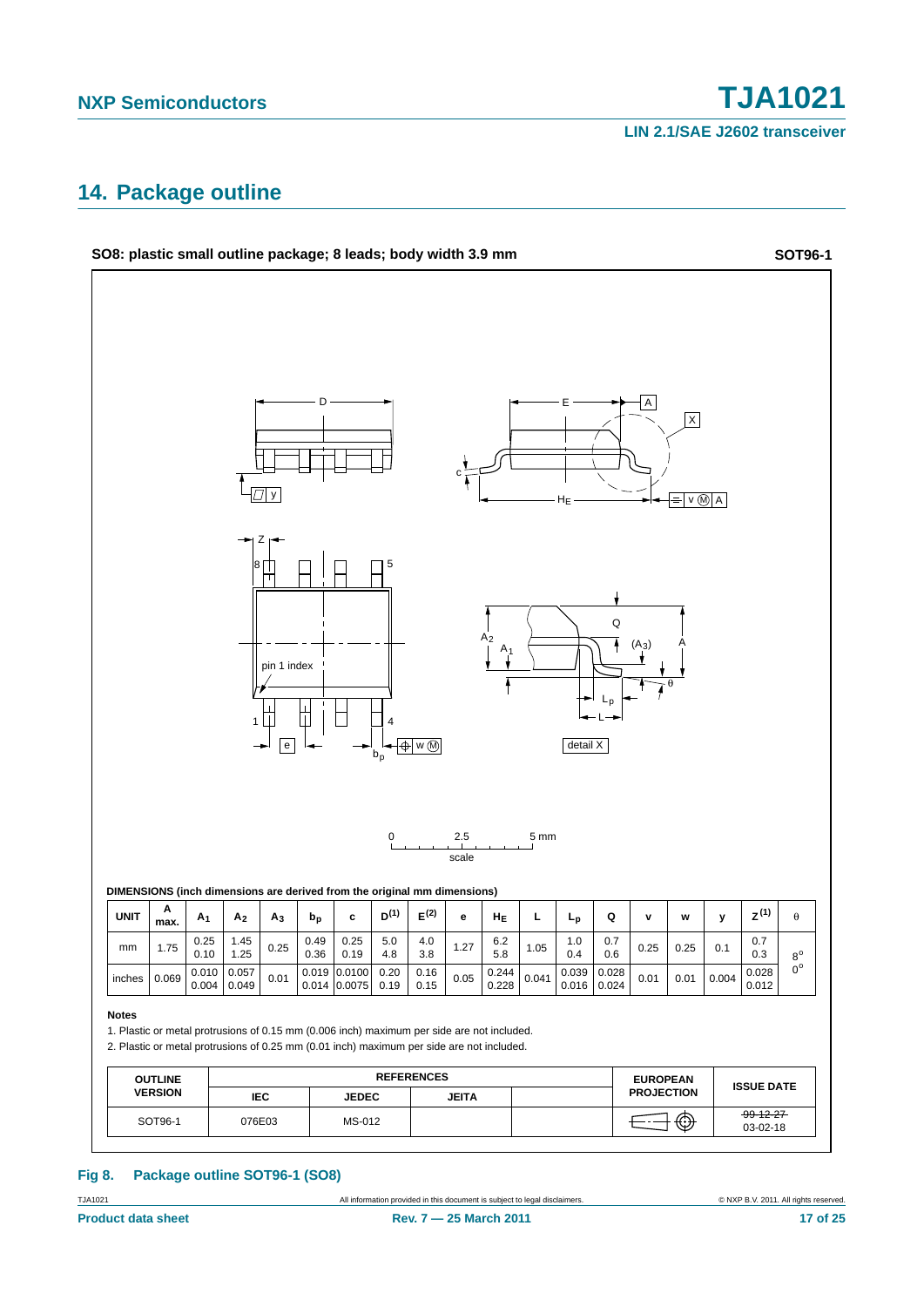## 14. Package outline

**SO8: plastic small outline package; 8 leads; body width 3.9 mm** **SOT96-1**

DIMENSIONS (inch dimensions are derived from the original mm dimensions)

| UNIT | A max. | $A_1$ | $A_2$ | $A_3$ | $b_p$ | c | $D^{(1)}$ | $E^{(2)}$ | e | $H_E$ | L | $L_p$ | Q | v | w | y | $Z^{(1)}$ | θ |
|---|---|---|---|---|---|---|---|---|---|---|---|---|---|---|---|---|---|---|
| mm | 1.75 | 0.25 0.10 | 1.45 1.25 | 0.25 | 0.49 0.36 | 0.25 0.19 | 5.0 4.8 | 4.0 3.8 | 1.27 | 6.2 5.8 | 1.05 | 1.0 0.4 | 0.7 0.6 | 0.25 | 0.25 | 0.1 | 0.7 0.3 | 8° 0° |
| inches | 0.069 | 0.010 0.004 | 0.057 0.049 | 0.01 | 0.019 0.014 | 0.0100 0.0075 | 0.20 0.19 | 0.16 0.15 | 0.05 | 0.244 0.228 | 0.041 | 0.039 0.016 | 0.028 0.024 | 0.01 | 0.01 | 0.004 | 0.028 0.012 | |

**Notes**

1. Plastic or metal protrusions of 0.15 mm (0.006 inch) maximum per side are not included.
2. Plastic or metal protrusions of 0.25 mm (0.01 inch) maximum per side are not included.

| OUTLINE VERSION | REFERENCES | | | | EUROPEAN PROJECTION | ISSUE DATE |
|---|---|---|---|---|---|---|
| | IEC | JEDEC | JEITA | | | |
| SOT96-1 | 076E03 | MS-012 | | | | ~~99-12-27~~ 03-02-18 |

**Fig 8. Package outline SOT96-1 (SO8)**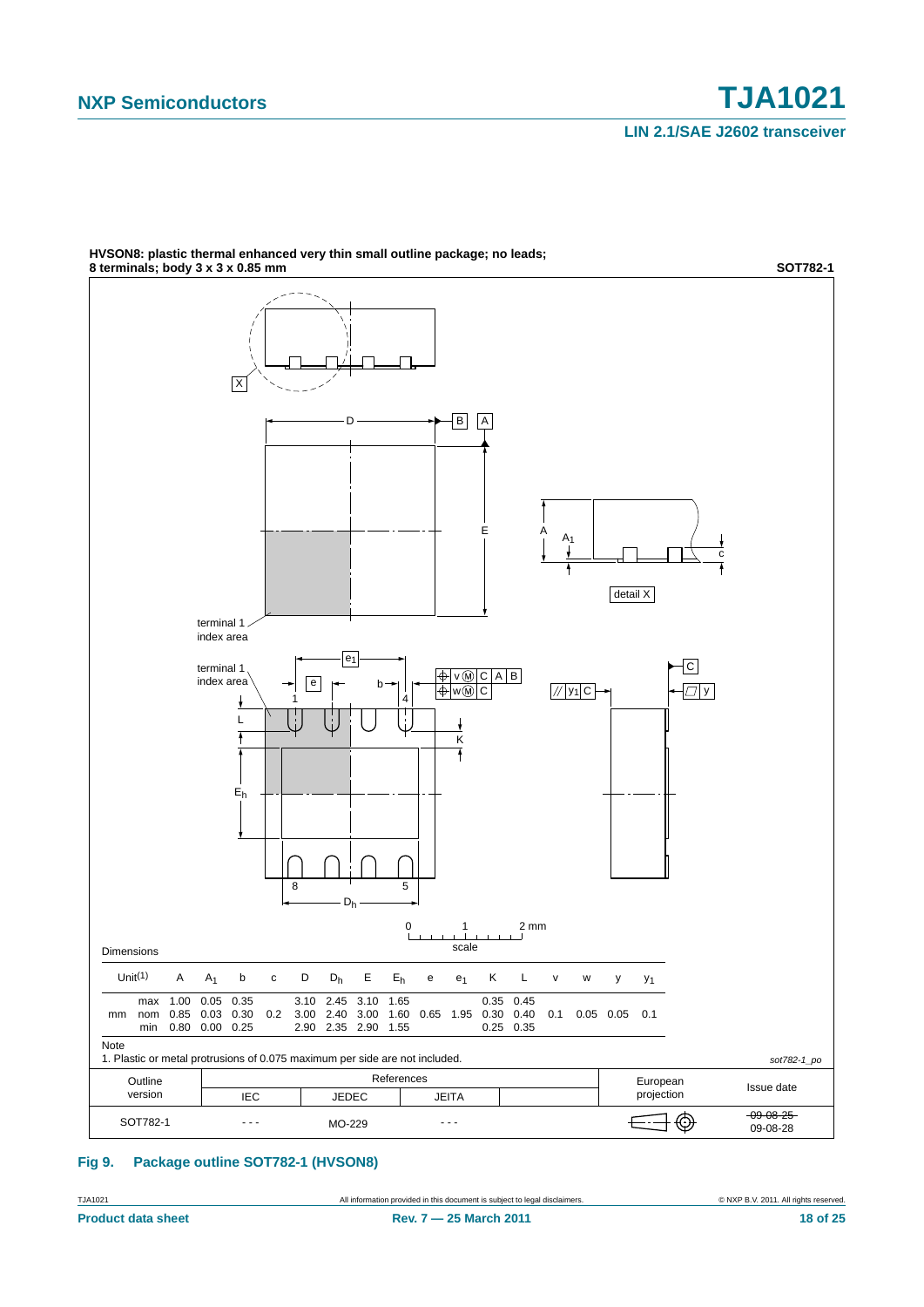**HVSON8: plastic thermal enhanced very thin small outline package; no leads; 8 terminals; body 3 x 3 x 0.85 mm** **SOT782-1**

Dimensions

| Unit[1] | | A | $A_1$ | b | c | D | $D_h$ | E | $E_h$ | e | $e_1$ | K | L | v | w | y | $y_1$ |
|---|---|---|---|---|---|---|---|---|---|---|---|---|---|---|---|---|---|
| mm | max | 1.00 | 0.05 | 0.35 | | 3.10 | 2.45 | 3.10 | 1.65 | | | 0.35 | 0.45 | | | | |
| | nom | 0.85 | 0.03 | 0.30 | 0.2 | 3.00 | 2.40 | 3.00 | 1.60 | 0.65 | 1.95 | 0.30 | 0.40 | 0.1 | 0.05 | 0.05 | 0.1 |
| | min | 0.80 | 0.00 | 0.25 | | 2.90 | 2.35 | 2.90 | 1.55 | | | 0.25 | 0.35 | | | | |

Note

1. Plastic or metal protrusions of 0.075 maximum per side are not included.

*sot782-1_po*

| Outline version | References IEC | References JEDEC | References JEITA | | European projection | Issue date |
|---|---|---|---|---|---|---|
| SOT782-1 | - - - | MO-229 | - - - | | | ~~09-08-25~~ 09-08-28 |

**Fig 9. Package outline SOT782-1 (HVSON8)**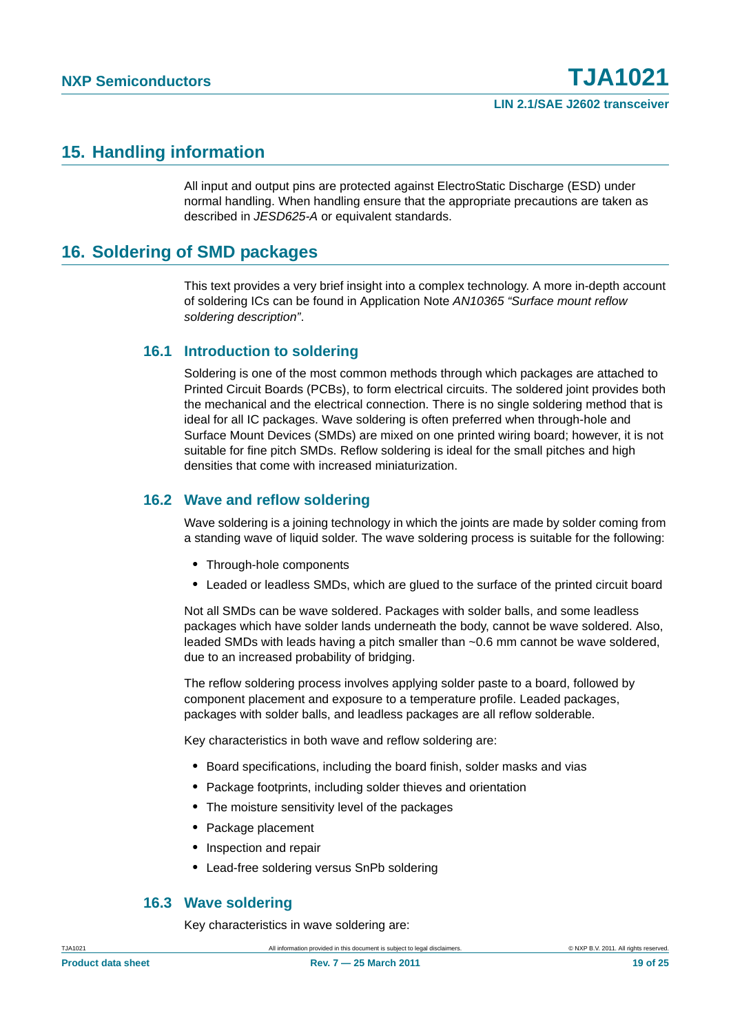## 15. Handling information

All input and output pins are protected against ElectroStatic Discharge (ESD) under normal handling. When handling ensure that the appropriate precautions are taken as described in *JESD625-A* or equivalent standards.

## 16. Soldering of SMD packages

This text provides a very brief insight into a complex technology. A more in-depth account of soldering ICs can be found in Application Note *AN10365 “Surface mount reflow soldering description”*.

### 16.1 Introduction to soldering

Soldering is one of the most common methods through which packages are attached to Printed Circuit Boards (PCBs), to form electrical circuits. The soldered joint provides both the mechanical and the electrical connection. There is no single soldering method that is ideal for all IC packages. Wave soldering is often preferred when through-hole and Surface Mount Devices (SMDs) are mixed on one printed wiring board; however, it is not suitable for fine pitch SMDs. Reflow soldering is ideal for the small pitches and high densities that come with increased miniaturization.

### 16.2 Wave and reflow soldering

Wave soldering is a joining technology in which the joints are made by solder coming from a standing wave of liquid solder. The wave soldering process is suitable for the following:

- Through-hole components
- Leaded or leadless SMDs, which are glued to the surface of the printed circuit board

Not all SMDs can be wave soldered. Packages with solder balls, and some leadless packages which have solder lands underneath the body, cannot be wave soldered. Also, leaded SMDs with leads having a pitch smaller than ~0.6 mm cannot be wave soldered, due to an increased probability of bridging.

The reflow soldering process involves applying solder paste to a board, followed by component placement and exposure to a temperature profile. Leaded packages, packages with solder balls, and leadless packages are all reflow solderable.

Key characteristics in both wave and reflow soldering are:

- Board specifications, including the board finish, solder masks and vias
- Package footprints, including solder thieves and orientation
- The moisture sensitivity level of the packages
- Package placement
- Inspection and repair
- Lead-free soldering versus SnPb soldering

### 16.3 Wave soldering

Key characteristics in wave soldering are: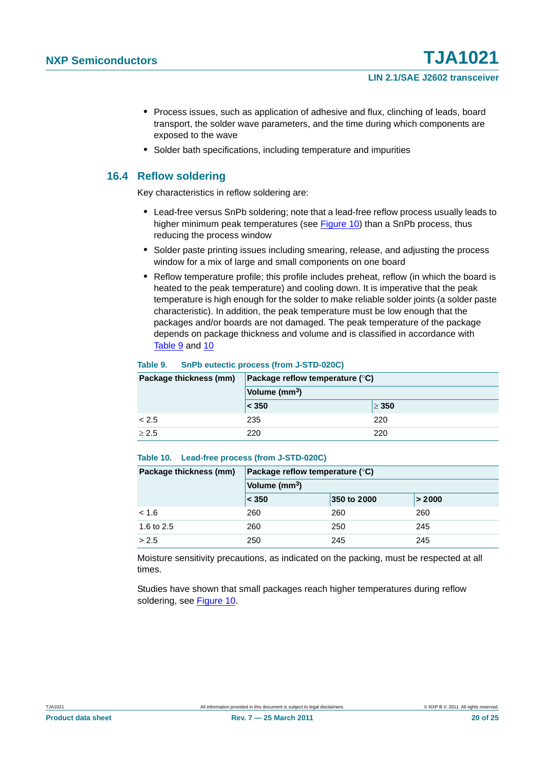- Process issues, such as application of adhesive and flux, clinching of leads, board transport, the solder wave parameters, and the time during which components are exposed to the wave
- Solder bath specifications, including temperature and impurities

### 16.4 Reflow soldering

Key characteristics in reflow soldering are:

- Lead-free versus SnPb soldering; note that a lead-free reflow process usually leads to higher minimum peak temperatures (see Figure 10) than a SnPb process, thus reducing the process window
- Solder paste printing issues including smearing, release, and adjusting the process window for a mix of large and small components on one board
- Reflow temperature profile; this profile includes preheat, reflow (in which the board is heated to the peak temperature) and cooling down. It is imperative that the peak temperature is high enough for the solder to make reliable solder joints (a solder paste characteristic). In addition, the peak temperature must be low enough that the packages and/or boards are not damaged. The peak temperature of the package depends on package thickness and volume and is classified in accordance with Table 9 and 10

**Table 9. SnPb eutectic process (from J-STD-020C)**

| Package thickness (mm) | Package reflow temperature (°C) | |
|---|---|---|
| | Volume ($mm^3$) | |
| | < 350 | ≥ 350 |
| < 2.5 | 235 | 220 |
| ≥ 2.5 | 220 | 220 |

**Table 10. Lead-free process (from J-STD-020C)**

| Package thickness (mm) | Package reflow temperature (°C) | | |
|---|---|---|---|
| | Volume ($mm^3$) | | |
| | < 350 | 350 to 2000 | > 2000 |
| < 1.6 | 260 | 260 | 260 |
| 1.6 to 2.5 | 260 | 250 | 245 |
| > 2.5 | 250 | 245 | 245 |

Moisture sensitivity precautions, as indicated on the packing, must be respected at all times.

Studies have shown that small packages reach higher temperatures during reflow soldering, see Figure 10.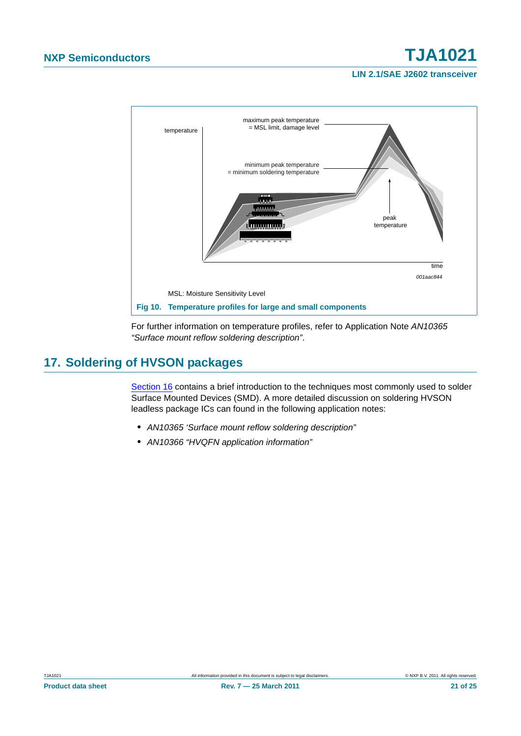maximum peak temperature
= MSL limit, damage level

temperature

minimum peak temperature
= minimum soldering temperature

peak
temperature

time

001aac844

MSL: Moisture Sensitivity Level

**Fig 10. Temperature profiles for large and small components**

For further information on temperature profiles, refer to Application Note *AN10365 "Surface mount reflow soldering description"*.

## 17. Soldering of HVSON packages

Section 16 contains a brief introduction to the techniques most commonly used to solder Surface Mounted Devices (SMD). A more detailed discussion on soldering HVSON leadless package ICs can found in the following application notes:

- *AN10365 'Surface mount reflow soldering description"*
- *AN10366 "HVQFN application information"*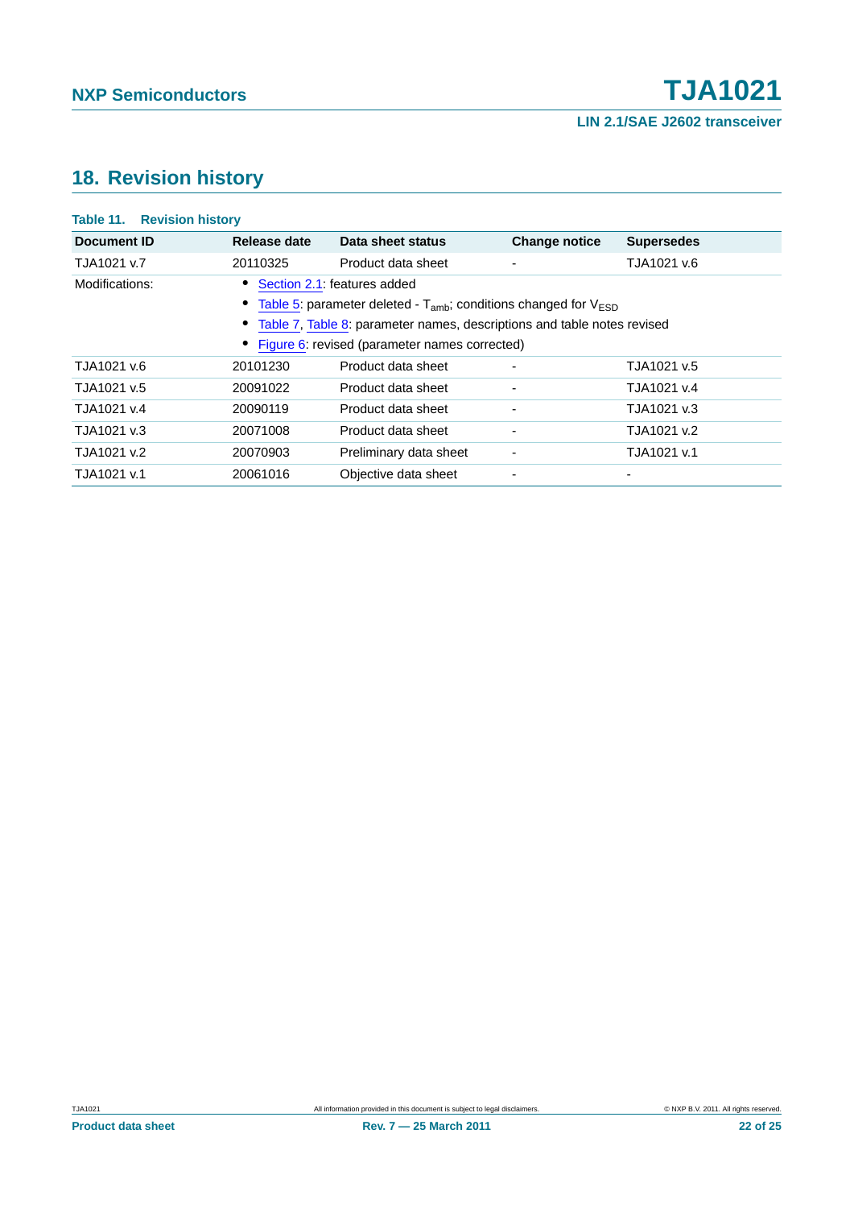## 18. Revision history

**Table 11. Revision history**

| Document ID | Release date | Data sheet status | Change notice | Supersedes |
|---|---|---|---|---|
| TJA1021 v.7 | 20110325 | Product data sheet | - | TJA1021 v.6 |
| Modifications: | • Section 2.1: features added<br>• Table 5: parameter deleted - $T_{amb}$; conditions changed for $V_{ESD}$<br>• Table 7, Table 8: parameter names, descriptions and table notes revised<br>• Figure 6: revised (parameter names corrected) | | | |
| TJA1021 v.6 | 20101230 | Product data sheet | - | TJA1021 v.5 |
| TJA1021 v.5 | 20091022 | Product data sheet | - | TJA1021 v.4 |
| TJA1021 v.4 | 20090119 | Product data sheet | - | TJA1021 v.3 |
| TJA1021 v.3 | 20071008 | Product data sheet | - | TJA1021 v.2 |
| TJA1021 v.2 | 20070903 | Preliminary data sheet | - | TJA1021 v.1 |
| TJA1021 v.1 | 20061016 | Objective data sheet | - | - |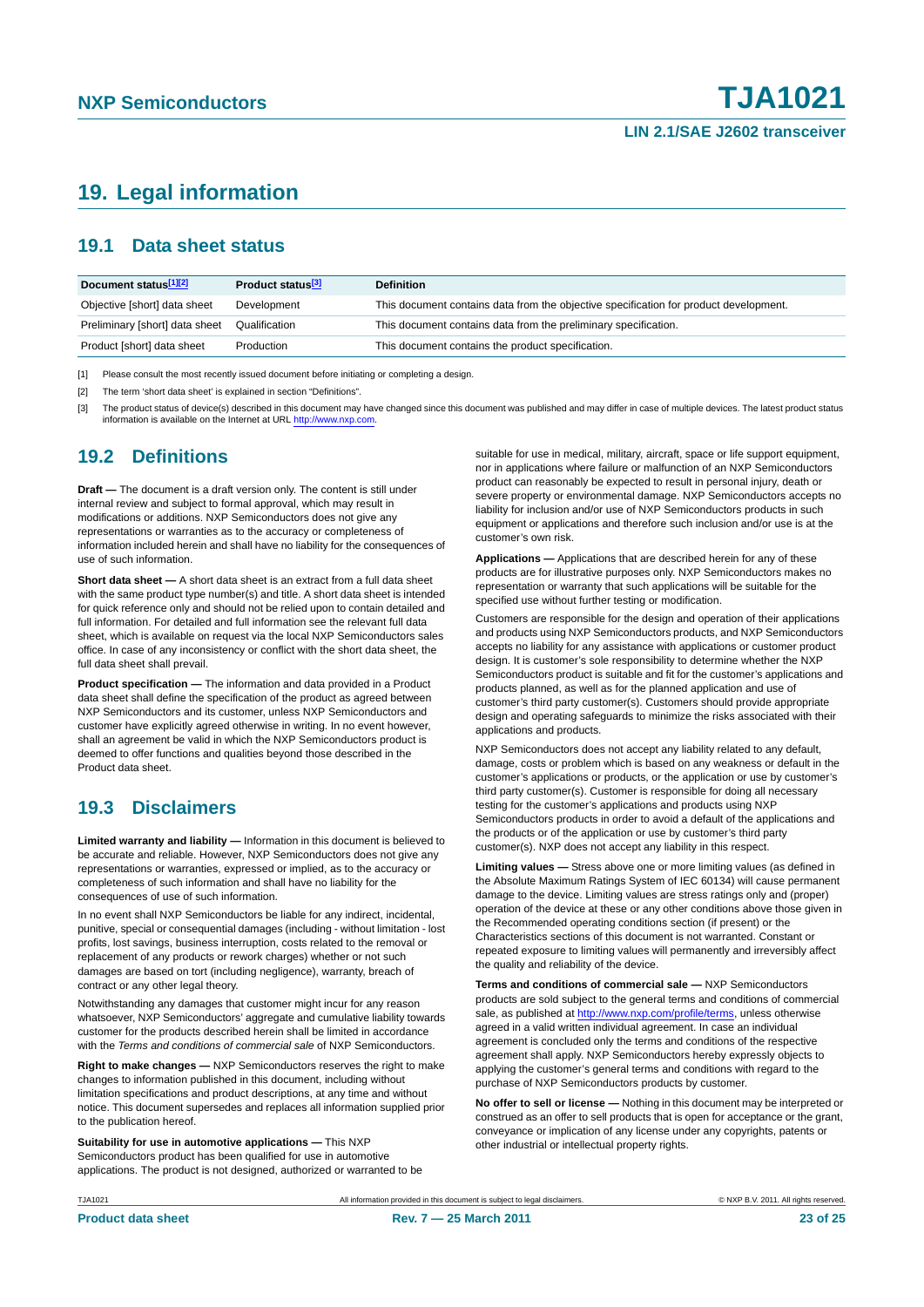# 19. Legal information

## 19.1 Data sheet status

| Document status[1][2] | Product status[3] | Definition |
|---|---|---|
| Objective [short] data sheet | Development | This document contains data from the objective specification for product development. |
| Preliminary [short] data sheet | Qualification | This document contains data from the preliminary specification. |
| Product [short] data sheet | Production | This document contains the product specification. |

[1] Please consult the most recently issued document before initiating or completing a design.

[2] The term 'short data sheet' is explained in section "Definitions".

[3] The product status of device(s) described in this document may have changed since this document was published and may differ in case of multiple devices. The latest product status information is available on the Internet at URL http://www.nxp.com.

## 19.2 Definitions

**Draft —** The document is a draft version only. The content is still under internal review and subject to formal approval, which may result in modifications or additions. NXP Semiconductors does not give any representations or warranties as to the accuracy or completeness of information included herein and shall have no liability for the consequences of use of such information.

**Short data sheet —** A short data sheet is an extract from a full data sheet with the same product type number(s) and title. A short data sheet is intended for quick reference only and should not be relied upon to contain detailed and full information. For detailed and full information see the relevant full data sheet, which is available on request via the local NXP Semiconductors sales office. In case of any inconsistency or conflict with the short data sheet, the full data sheet shall prevail.

**Product specification —** The information and data provided in a Product data sheet shall define the specification of the product as agreed between NXP Semiconductors and its customer, unless NXP Semiconductors and customer have explicitly agreed otherwise in writing. In no event however, shall an agreement be valid in which the NXP Semiconductors product is deemed to offer functions and qualities beyond those described in the Product data sheet.

## 19.3 Disclaimers

**Limited warranty and liability —** Information in this document is believed to be accurate and reliable. However, NXP Semiconductors does not give any representations or warranties, expressed or implied, as to the accuracy or completeness of such information and shall have no liability for the consequences of use of such information.

In no event shall NXP Semiconductors be liable for any indirect, incidental, punitive, special or consequential damages (including - without limitation - lost profits, lost savings, business interruption, costs related to the removal or replacement of any products or rework charges) whether or not such damages are based on tort (including negligence), warranty, breach of contract or any other legal theory.

Notwithstanding any damages that customer might incur for any reason whatsoever, NXP Semiconductors' aggregate and cumulative liability towards customer for the products described herein shall be limited in accordance with the *Terms and conditions of commercial sale* of NXP Semiconductors.

**Right to make changes —** NXP Semiconductors reserves the right to make changes to information published in this document, including without limitation specifications and product descriptions, at any time and without notice. This document supersedes and replaces all information supplied prior to the publication hereof.

**Suitability for use in automotive applications —** This NXP Semiconductors product has been qualified for use in automotive applications. The product is not designed, authorized or warranted to be suitable for use in medical, military, aircraft, space or life support equipment, nor in applications where failure or malfunction of an NXP Semiconductors product can reasonably be expected to result in personal injury, death or severe property or environmental damage. NXP Semiconductors accepts no liability for inclusion and/or use of NXP Semiconductors products in such equipment or applications and therefore such inclusion and/or use is at the customer's own risk.

**Applications —** Applications that are described herein for any of these products are for illustrative purposes only. NXP Semiconductors makes no representation or warranty that such applications will be suitable for the specified use without further testing or modification.

Customers are responsible for the design and operation of their applications and products using NXP Semiconductors products, and NXP Semiconductors accepts no liability for any assistance with applications or customer product design. It is customer's sole responsibility to determine whether the NXP Semiconductors product is suitable and fit for the customer's applications and products planned, as well as for the planned application and use of customer's third party customer(s). Customers should provide appropriate design and operating safeguards to minimize the risks associated with their applications and products.

NXP Semiconductors does not accept any liability related to any default, damage, costs or problem which is based on any weakness or default in the customer's applications or products, or the application or use by customer's third party customer(s). Customer is responsible for doing all necessary testing for the customer's applications and products using NXP Semiconductors products in order to avoid a default of the applications and the products or of the application or use by customer's third party customer(s). NXP does not accept any liability in this respect.

**Limiting values —** Stress above one or more limiting values (as defined in the Absolute Maximum Ratings System of IEC 60134) will cause permanent damage to the device. Limiting values are stress ratings only and (proper) operation of the device at these or any other conditions above those given in the Recommended operating conditions section (if present) or the Characteristics sections of this document is not warranted. Constant or repeated exposure to limiting values will permanently and irreversibly affect the quality and reliability of the device.

**Terms and conditions of commercial sale —** NXP Semiconductors products are sold subject to the general terms and conditions of commercial sale, as published at http://www.nxp.com/profile/terms, unless otherwise agreed in a valid written individual agreement. In case an individual agreement is concluded only the terms and conditions of the respective agreement shall apply. NXP Semiconductors hereby expressly objects to applying the customer's general terms and conditions with regard to the purchase of NXP Semiconductors products by customer.

**No offer to sell or license —** Nothing in this document may be interpreted or construed as an offer to sell products that is open for acceptance or the grant, conveyance or implication of any license under any copyrights, patents or other industrial or intellectual property rights.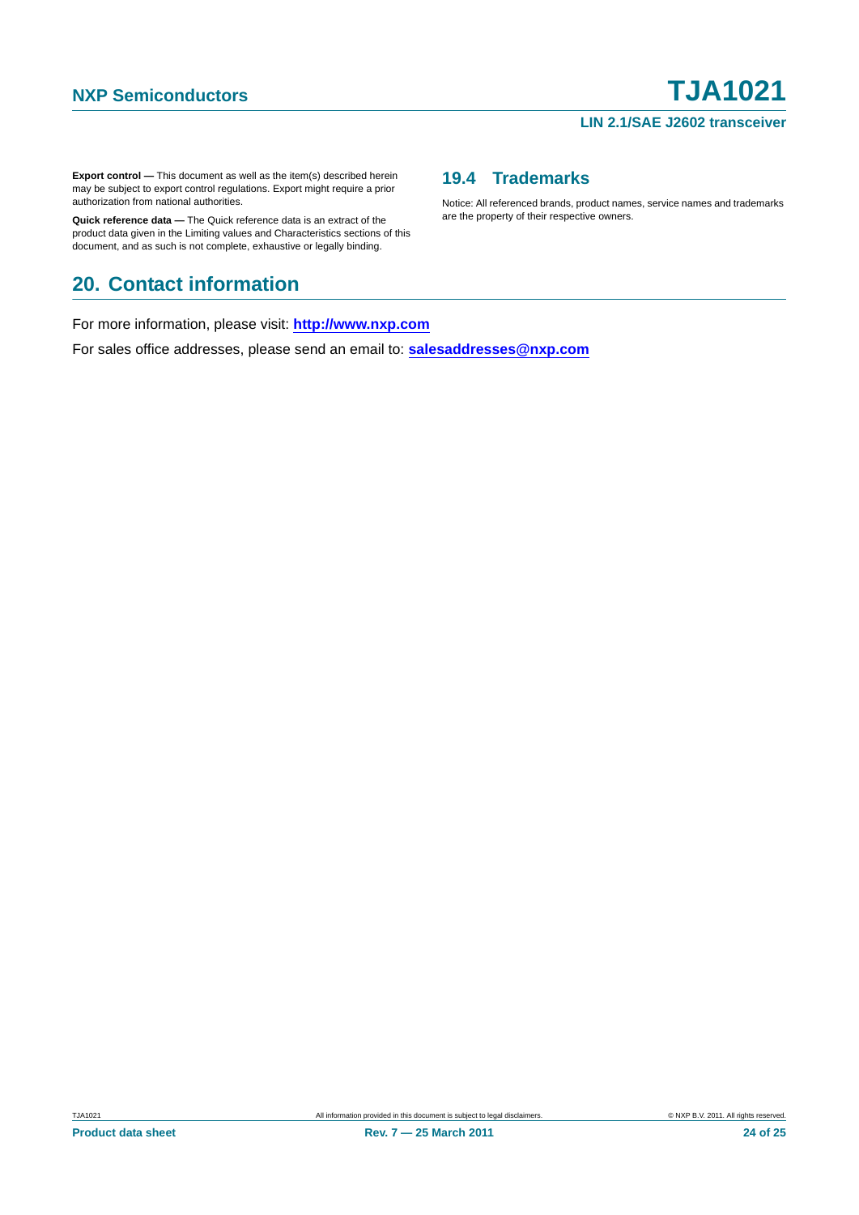**Export control —** This document as well as the item(s) described herein may be subject to export control regulations. Export might require a prior authorization from national authorities.

**Quick reference data —** The Quick reference data is an extract of the product data given in the Limiting values and Characteristics sections of this document, and as such is not complete, exhaustive or legally binding.

### 19.4 Trademarks

Notice: All referenced brands, product names, service names and trademarks are the property of their respective owners.

## 20. Contact information

For more information, please visit: **http://www.nxp.com**

For sales office addresses, please send an email to: **salesaddresses@nxp.com**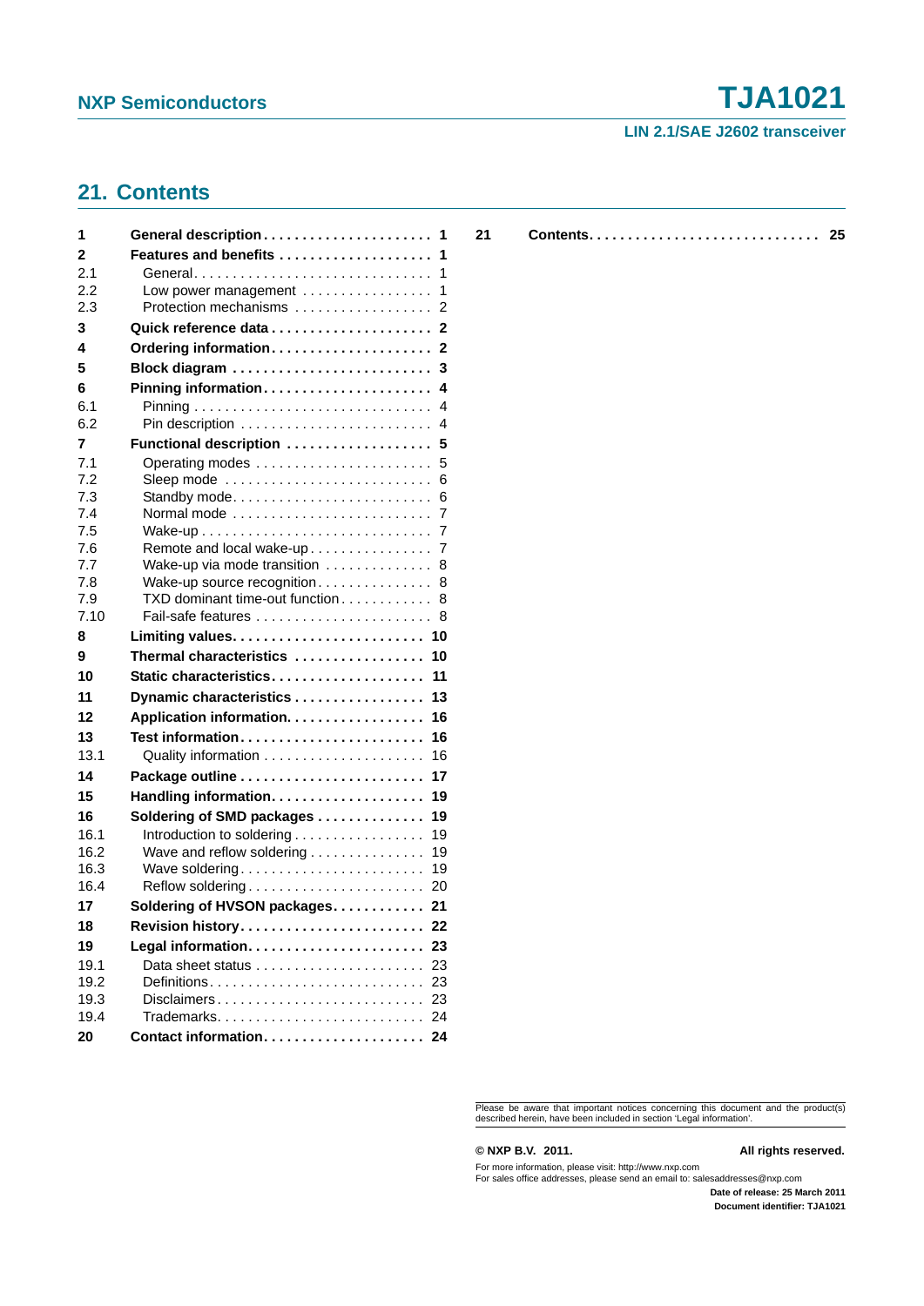## 21. Contents

| | | |
|---|---|---|
| **1** | **General description** | **1** |
| **2** | **Features and benefits** | **1** |
| 2.1 | General | 1 |
| 2.2 | Low power management | 1 |
| 2.3 | Protection mechanisms | 2 |
| **3** | **Quick reference data** | **2** |
| **4** | **Ordering information** | **2** |
| **5** | **Block diagram** | **3** |
| **6** | **Pinning information** | **4** |
| 6.1 | Pinning | 4 |
| 6.2 | Pin description | 4 |
| **7** | **Functional description** | **5** |
| 7.1 | Operating modes | 5 |
| 7.2 | Sleep mode | 6 |
| 7.3 | Standby mode | 6 |
| 7.4 | Normal mode | 7 |
| 7.5 | Wake-up | 7 |
| 7.6 | Remote and local wake-up | 7 |
| 7.7 | Wake-up via mode transition | 8 |
| 7.8 | Wake-up source recognition | 8 |
| 7.9 | TXD dominant time-out function | 8 |
| 7.10 | Fail-safe features | 8 |
| **8** | **Limiting values** | **10** |
| **9** | **Thermal characteristics** | **10** |
| **10** | **Static characteristics** | **11** |
| **11** | **Dynamic characteristics** | **13** |
| **12** | **Application information** | **16** |
| **13** | **Test information** | **16** |
| 13.1 | Quality information | 16 |
| **14** | **Package outline** | **17** |
| **15** | **Handling information** | **19** |
| **16** | **Soldering of SMD packages** | **19** |
| 16.1 | Introduction to soldering | 19 |
| 16.2 | Wave and reflow soldering | 19 |
| 16.3 | Wave soldering | 19 |
| 16.4 | Reflow soldering | 20 |
| **17** | **Soldering of HVSON packages** | **21** |
| **18** | **Revision history** | **22** |
| **19** | **Legal information** | **23** |
| 19.1 | Data sheet status | 23 |
| 19.2 | Definitions | 23 |
| 19.3 | Disclaimers | 23 |
| 19.4 | Trademarks | 24 |
| **20** | **Contact information** | **24** |
| **21** | **Contents** | **25** |

Please be aware that important notices concerning this document and the product(s) described herein, have been included in section 'Legal information'.

**© NXP B.V. 2011.** **All rights reserved.**

For more information, please visit: http://www.nxp.com
For sales office addresses, please send an email to: salesaddresses@nxp.com

**Date of release: 25 March 2011**
**Document identifier: TJA1021**